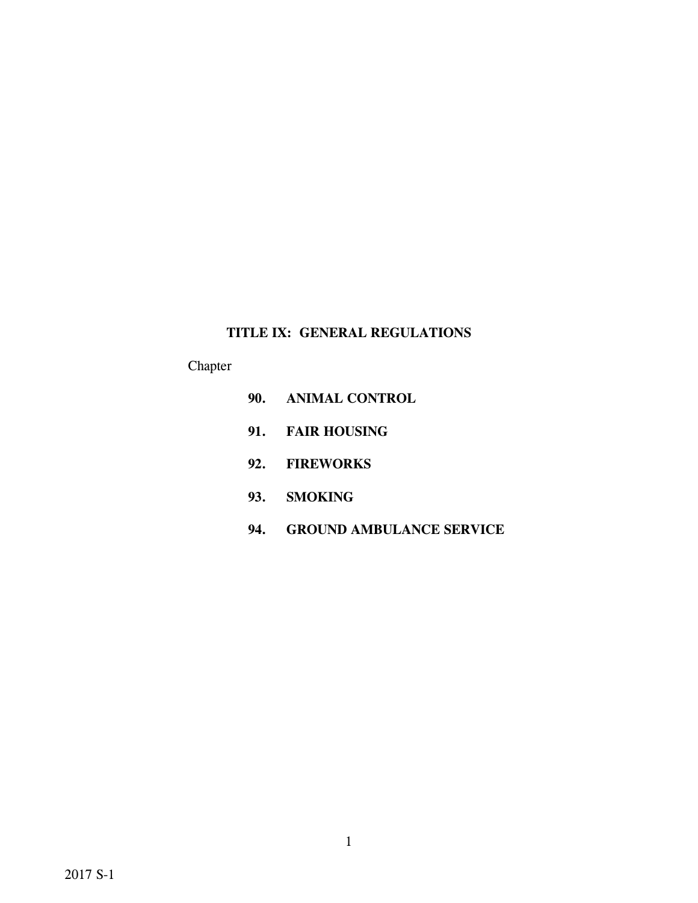# TITLE IX: GENERAL REGULATIONS

Chapter

**90. ANIMAL CONTROL**

**91. FAIR HOUSING**

**92. FIREWORKS**

**93. SMOKING**

**94. GROUND AMBULANCE SERVICE**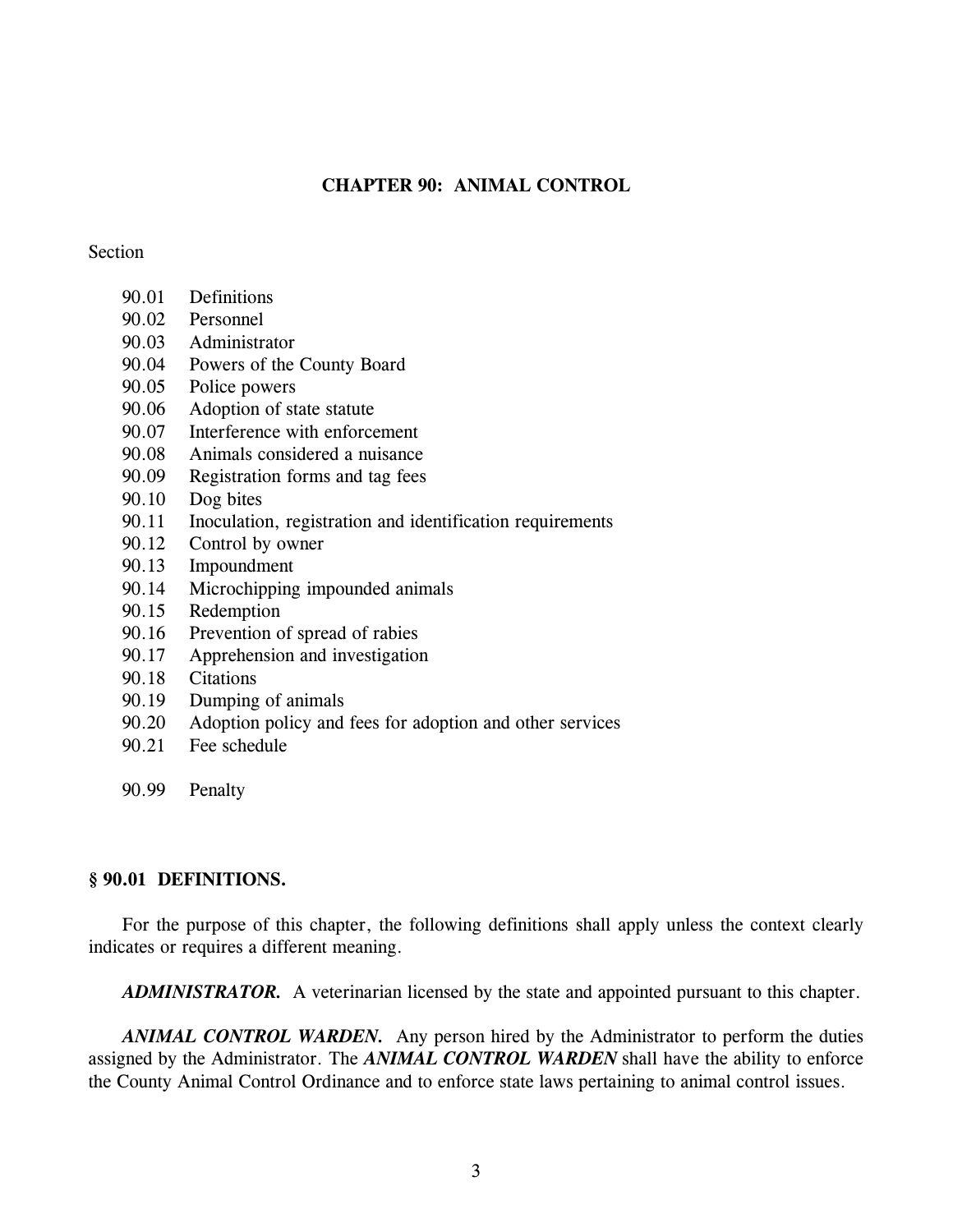# CHAPTER 90: ANIMAL CONTROL

Section

90.01 Definitions
90.02 Personnel
90.03 Administrator
90.04 Powers of the County Board
90.05 Police powers
90.06 Adoption of state statute
90.07 Interference with enforcement
90.08 Animals considered a nuisance
90.09 Registration forms and tag fees
90.10 Dog bites
90.11 Inoculation, registration and identification requirements
90.12 Control by owner
90.13 Impoundment
90.14 Microchipping impounded animals
90.15 Redemption
90.16 Prevention of spread of rabies
90.17 Apprehension and investigation
90.18 Citations
90.19 Dumping of animals
90.20 Adoption policy and fees for adoption and other services
90.21 Fee schedule

90.99 Penalty

## § 90.01 DEFINITIONS.

For the purpose of this chapter, the following definitions shall apply unless the context clearly indicates or requires a different meaning.

***ADMINISTRATOR.*** A veterinarian licensed by the state and appointed pursuant to this chapter.

***ANIMAL CONTROL WARDEN.*** Any person hired by the Administrator to perform the duties assigned by the Administrator. The ***ANIMAL CONTROL WARDEN*** shall have the ability to enforce the County Animal Control Ordinance and to enforce state laws pertaining to animal control issues.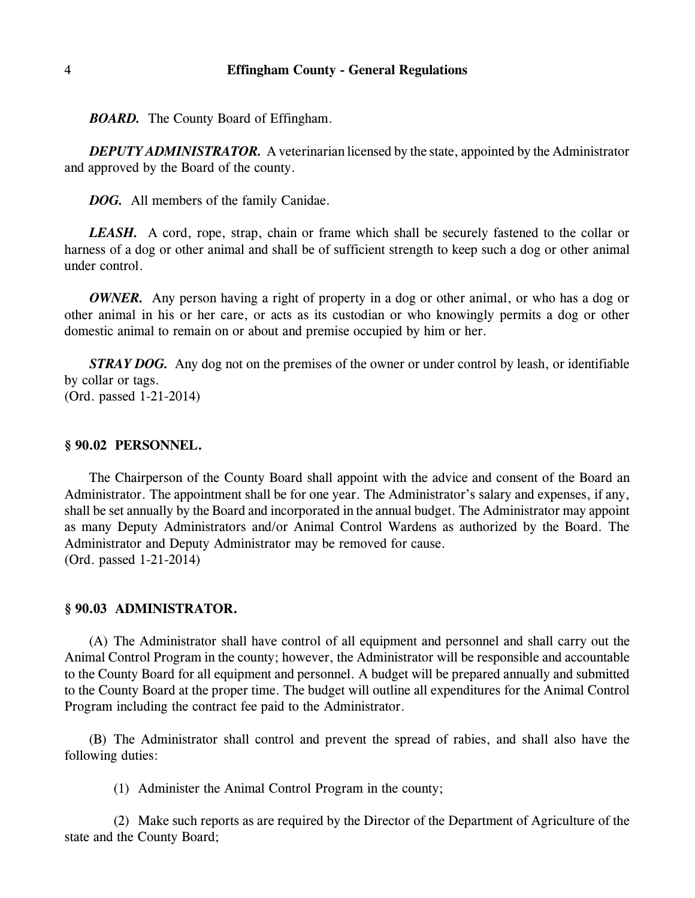***BOARD.*** The County Board of Effingham.

***DEPUTY ADMINISTRATOR.*** A veterinarian licensed by the state, appointed by the Administrator and approved by the Board of the county.

***DOG.*** All members of the family Canidae.

***LEASH.*** A cord, rope, strap, chain or frame which shall be securely fastened to the collar or harness of a dog or other animal and shall be of sufficient strength to keep such a dog or other animal under control.

***OWNER.*** Any person having a right of property in a dog or other animal, or who has a dog or other animal in his or her care, or acts as its custodian or who knowingly permits a dog or other domestic animal to remain on or about and premise occupied by him or her.

***STRAY DOG.*** Any dog not on the premises of the owner or under control by leash, or identifiable by collar or tags.
(Ord. passed 1-21-2014)

### § 90.02 PERSONNEL.

The Chairperson of the County Board shall appoint with the advice and consent of the Board an Administrator. The appointment shall be for one year. The Administrator's salary and expenses, if any, shall be set annually by the Board and incorporated in the annual budget. The Administrator may appoint as many Deputy Administrators and/or Animal Control Wardens as authorized by the Board. The Administrator and Deputy Administrator may be removed for cause.
(Ord. passed 1-21-2014)

### § 90.03 ADMINISTRATOR.

(A) The Administrator shall have control of all equipment and personnel and shall carry out the Animal Control Program in the county; however, the Administrator will be responsible and accountable to the County Board for all equipment and personnel. A budget will be prepared annually and submitted to the County Board at the proper time. The budget will outline all expenditures for the Animal Control Program including the contract fee paid to the Administrator.

(B) The Administrator shall control and prevent the spread of rabies, and shall also have the following duties:

(1) Administer the Animal Control Program in the county;

(2) Make such reports as are required by the Director of the Department of Agriculture of the state and the County Board;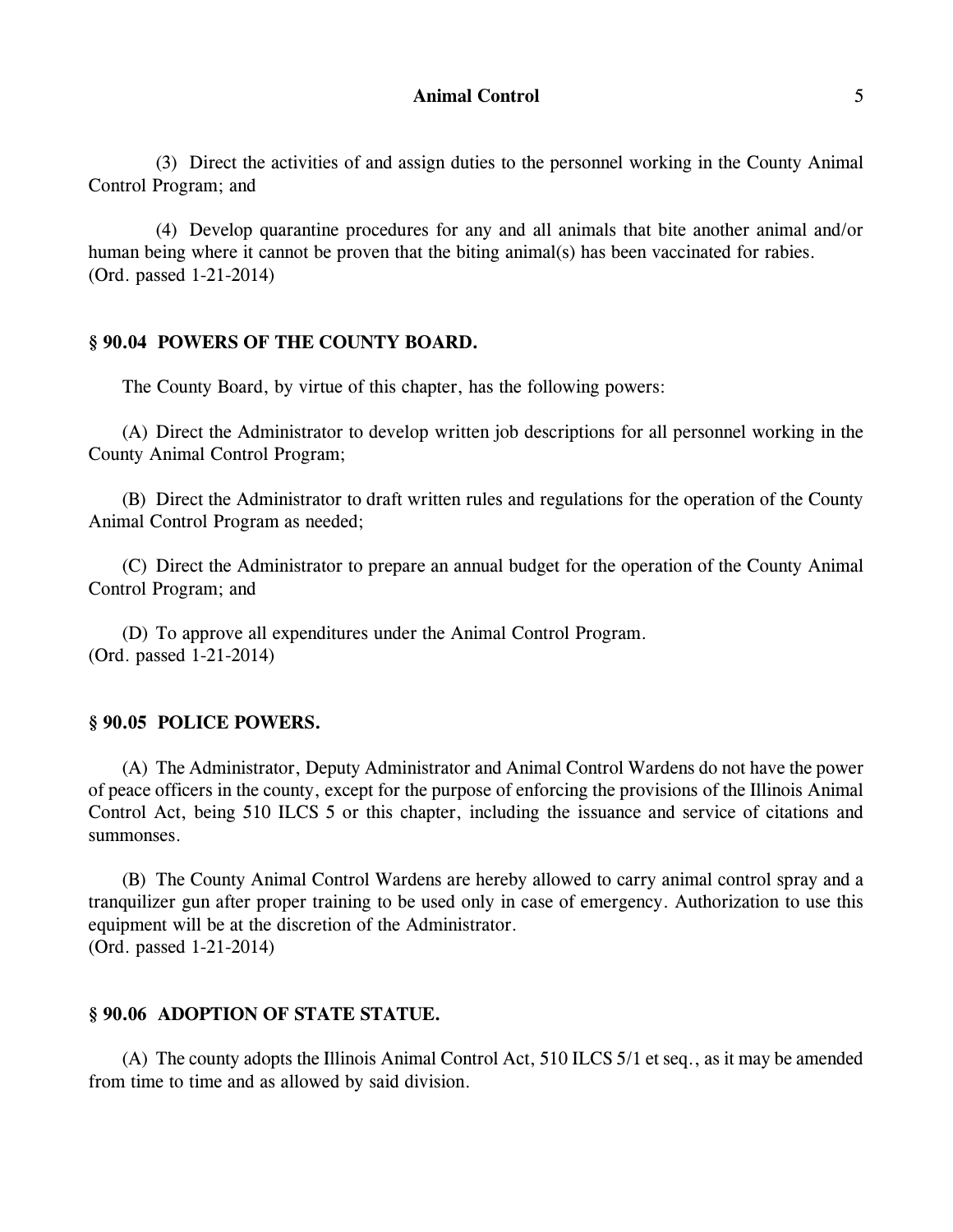(3) Direct the activities of and assign duties to the personnel working in the County Animal Control Program; and

(4) Develop quarantine procedures for any and all animals that bite another animal and/or human being where it cannot be proven that the biting animal(s) has been vaccinated for rabies.
(Ord. passed 1-21-2014)

### § 90.04 POWERS OF THE COUNTY BOARD.

The County Board, by virtue of this chapter, has the following powers:

(A) Direct the Administrator to develop written job descriptions for all personnel working in the County Animal Control Program;

(B) Direct the Administrator to draft written rules and regulations for the operation of the County Animal Control Program as needed;

(C) Direct the Administrator to prepare an annual budget for the operation of the County Animal Control Program; and

(D) To approve all expenditures under the Animal Control Program.
(Ord. passed 1-21-2014)

### § 90.05 POLICE POWERS.

(A) The Administrator, Deputy Administrator and Animal Control Wardens do not have the power of peace officers in the county, except for the purpose of enforcing the provisions of the Illinois Animal Control Act, being 510 ILCS 5 or this chapter, including the issuance and service of citations and summonses.

(B) The County Animal Control Wardens are hereby allowed to carry animal control spray and a tranquilizer gun after proper training to be used only in case of emergency. Authorization to use this equipment will be at the discretion of the Administrator.
(Ord. passed 1-21-2014)

### § 90.06 ADOPTION OF STATE STATUE.

(A) The county adopts the Illinois Animal Control Act, 510 ILCS 5/1 et seq., as it may be amended from time to time and as allowed by said division.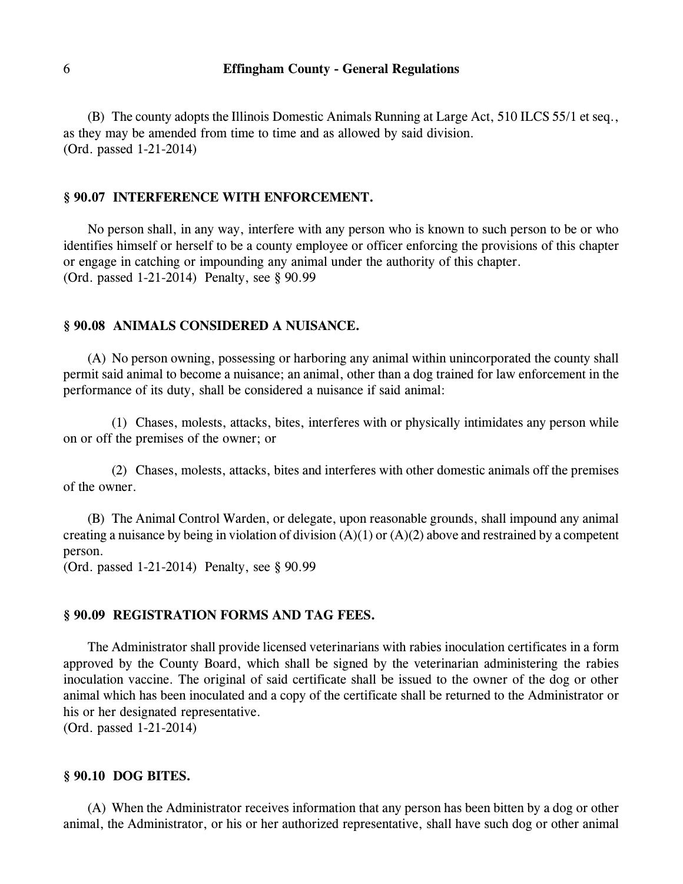(B) The county adopts the Illinois Domestic Animals Running at Large Act, 510 ILCS 55/1 et seq., as they may be amended from time to time and as allowed by said division.
(Ord. passed 1-21-2014)

### § 90.07 INTERFERENCE WITH ENFORCEMENT.

No person shall, in any way, interfere with any person who is known to such person to be or who identifies himself or herself to be a county employee or officer enforcing the provisions of this chapter or engage in catching or impounding any animal under the authority of this chapter.
(Ord. passed 1-21-2014) Penalty, see § 90.99

### § 90.08 ANIMALS CONSIDERED A NUISANCE.

(A) No person owning, possessing or harboring any animal within unincorporated the county shall permit said animal to become a nuisance; an animal, other than a dog trained for law enforcement in the performance of its duty, shall be considered a nuisance if said animal:

(1) Chases, molests, attacks, bites, interferes with or physically intimidates any person while on or off the premises of the owner; or

(2) Chases, molests, attacks, bites and interferes with other domestic animals off the premises of the owner.

(B) The Animal Control Warden, or delegate, upon reasonable grounds, shall impound any animal creating a nuisance by being in violation of division (A)(1) or (A)(2) above and restrained by a competent person.
(Ord. passed 1-21-2014) Penalty, see § 90.99

### § 90.09 REGISTRATION FORMS AND TAG FEES.

The Administrator shall provide licensed veterinarians with rabies inoculation certificates in a form approved by the County Board, which shall be signed by the veterinarian administering the rabies inoculation vaccine. The original of said certificate shall be issued to the owner of the dog or other animal which has been inoculated and a copy of the certificate shall be returned to the Administrator or his or her designated representative.
(Ord. passed 1-21-2014)

### § 90.10 DOG BITES.

(A) When the Administrator receives information that any person has been bitten by a dog or other animal, the Administrator, or his or her authorized representative, shall have such dog or other animal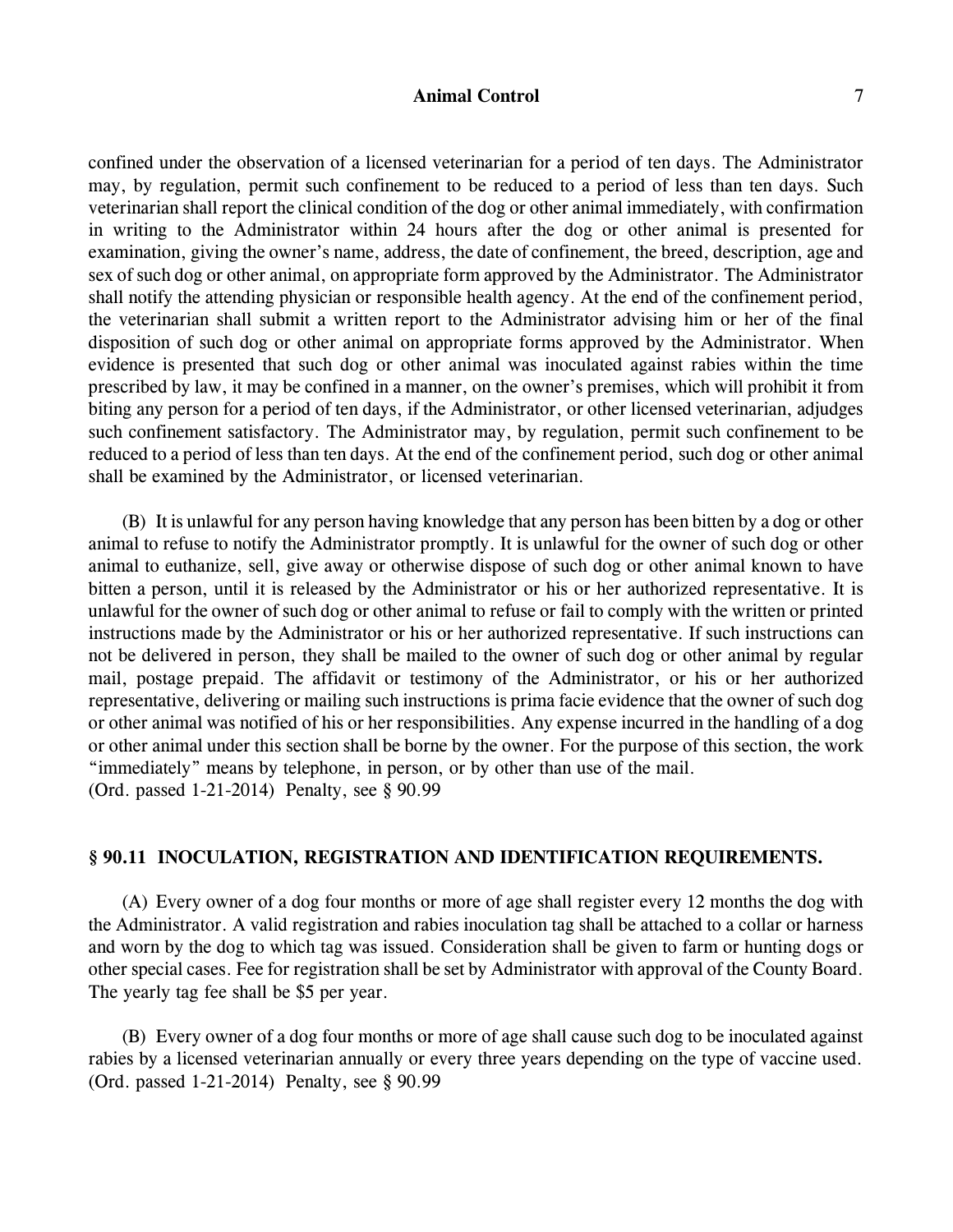confined under the observation of a licensed veterinarian for a period of ten days. The Administrator may, by regulation, permit such confinement to be reduced to a period of less than ten days. Such veterinarian shall report the clinical condition of the dog or other animal immediately, with confirmation in writing to the Administrator within 24 hours after the dog or other animal is presented for examination, giving the owner's name, address, the date of confinement, the breed, description, age and sex of such dog or other animal, on appropriate form approved by the Administrator. The Administrator shall notify the attending physician or responsible health agency. At the end of the confinement period, the veterinarian shall submit a written report to the Administrator advising him or her of the final disposition of such dog or other animal on appropriate forms approved by the Administrator. When evidence is presented that such dog or other animal was inoculated against rabies within the time prescribed by law, it may be confined in a manner, on the owner's premises, which will prohibit it from biting any person for a period of ten days, if the Administrator, or other licensed veterinarian, adjudges such confinement satisfactory. The Administrator may, by regulation, permit such confinement to be reduced to a period of less than ten days. At the end of the confinement period, such dog or other animal shall be examined by the Administrator, or licensed veterinarian.

(B) It is unlawful for any person having knowledge that any person has been bitten by a dog or other animal to refuse to notify the Administrator promptly. It is unlawful for the owner of such dog or other animal to euthanize, sell, give away or otherwise dispose of such dog or other animal known to have bitten a person, until it is released by the Administrator or his or her authorized representative. It is unlawful for the owner of such dog or other animal to refuse or fail to comply with the written or printed instructions made by the Administrator or his or her authorized representative. If such instructions can not be delivered in person, they shall be mailed to the owner of such dog or other animal by regular mail, postage prepaid. The affidavit or testimony of the Administrator, or his or her authorized representative, delivering or mailing such instructions is prima facie evidence that the owner of such dog or other animal was notified of his or her responsibilities. Any expense incurred in the handling of a dog or other animal under this section shall be borne by the owner. For the purpose of this section, the work "immediately" means by telephone, in person, or by other than use of the mail.
(Ord. passed 1-21-2014) Penalty, see § 90.99

## § 90.11 INOCULATION, REGISTRATION AND IDENTIFICATION REQUIREMENTS.

(A) Every owner of a dog four months or more of age shall register every 12 months the dog with the Administrator. A valid registration and rabies inoculation tag shall be attached to a collar or harness and worn by the dog to which tag was issued. Consideration shall be given to farm or hunting dogs or other special cases. Fee for registration shall be set by Administrator with approval of the County Board. The yearly tag fee shall be $5 per year.

(B) Every owner of a dog four months or more of age shall cause such dog to be inoculated against rabies by a licensed veterinarian annually or every three years depending on the type of vaccine used.
(Ord. passed 1-21-2014) Penalty, see § 90.99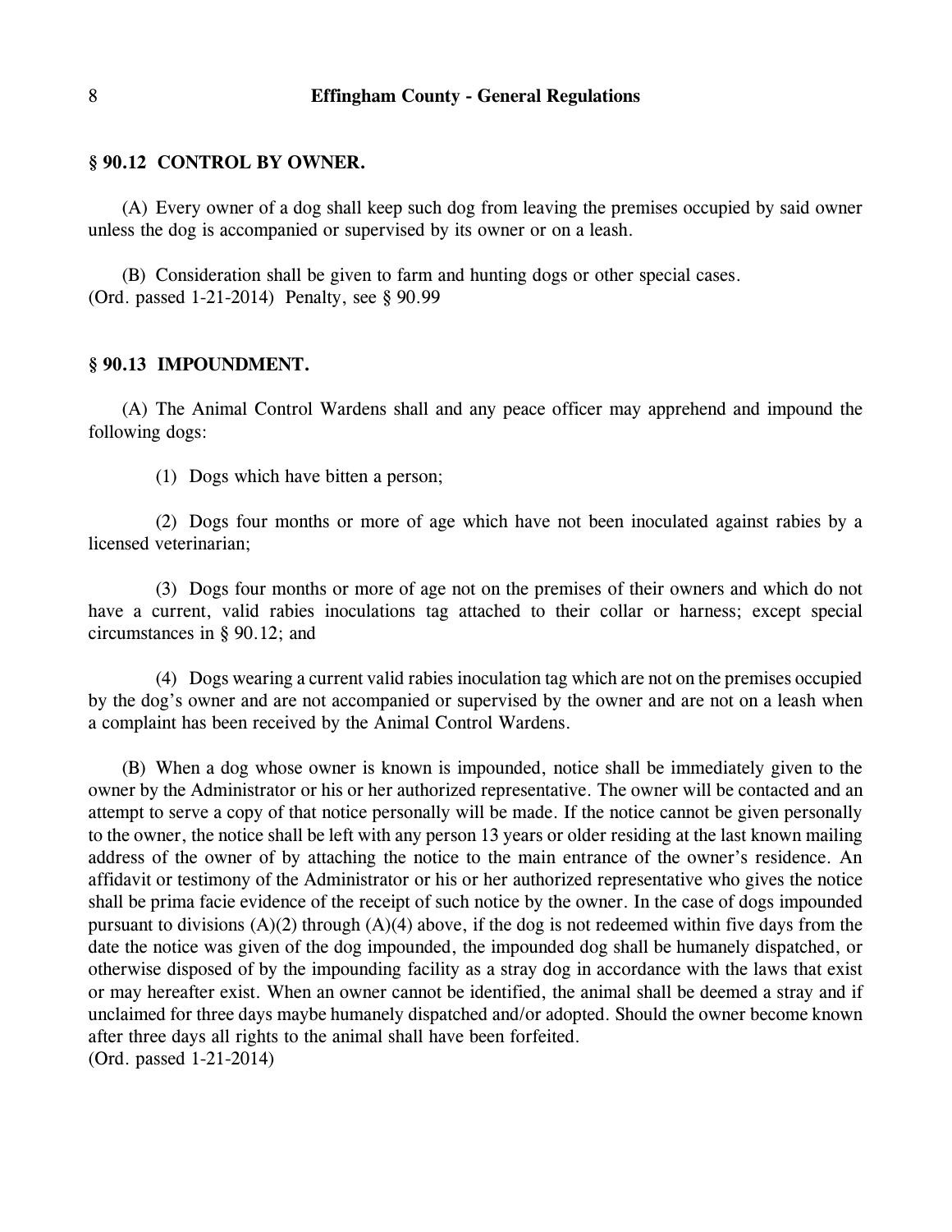## § 90.12 CONTROL BY OWNER.

(A) Every owner of a dog shall keep such dog from leaving the premises occupied by said owner unless the dog is accompanied or supervised by its owner or on a leash.

(B) Consideration shall be given to farm and hunting dogs or other special cases.
(Ord. passed 1-21-2014) Penalty, see § 90.99

## § 90.13 IMPOUNDMENT.

(A) The Animal Control Wardens shall and any peace officer may apprehend and impound the following dogs:

(1) Dogs which have bitten a person;

(2) Dogs four months or more of age which have not been inoculated against rabies by a licensed veterinarian;

(3) Dogs four months or more of age not on the premises of their owners and which do not have a current, valid rabies inoculations tag attached to their collar or harness; except special circumstances in § 90.12; and

(4) Dogs wearing a current valid rabies inoculation tag which are not on the premises occupied by the dog's owner and are not accompanied or supervised by the owner and are not on a leash when a complaint has been received by the Animal Control Wardens.

(B) When a dog whose owner is known is impounded, notice shall be immediately given to the owner by the Administrator or his or her authorized representative. The owner will be contacted and an attempt to serve a copy of that notice personally will be made. If the notice cannot be given personally to the owner, the notice shall be left with any person 13 years or older residing at the last known mailing address of the owner of by attaching the notice to the main entrance of the owner's residence. An affidavit or testimony of the Administrator or his or her authorized representative who gives the notice shall be prima facie evidence of the receipt of such notice by the owner. In the case of dogs impounded pursuant to divisions (A)(2) through (A)(4) above, if the dog is not redeemed within five days from the date the notice was given of the dog impounded, the impounded dog shall be humanely dispatched, or otherwise disposed of by the impounding facility as a stray dog in accordance with the laws that exist or may hereafter exist. When an owner cannot be identified, the animal shall be deemed a stray and if unclaimed for three days maybe humanely dispatched and/or adopted. Should the owner become known after three days all rights to the animal shall have been forfeited.
(Ord. passed 1-21-2014)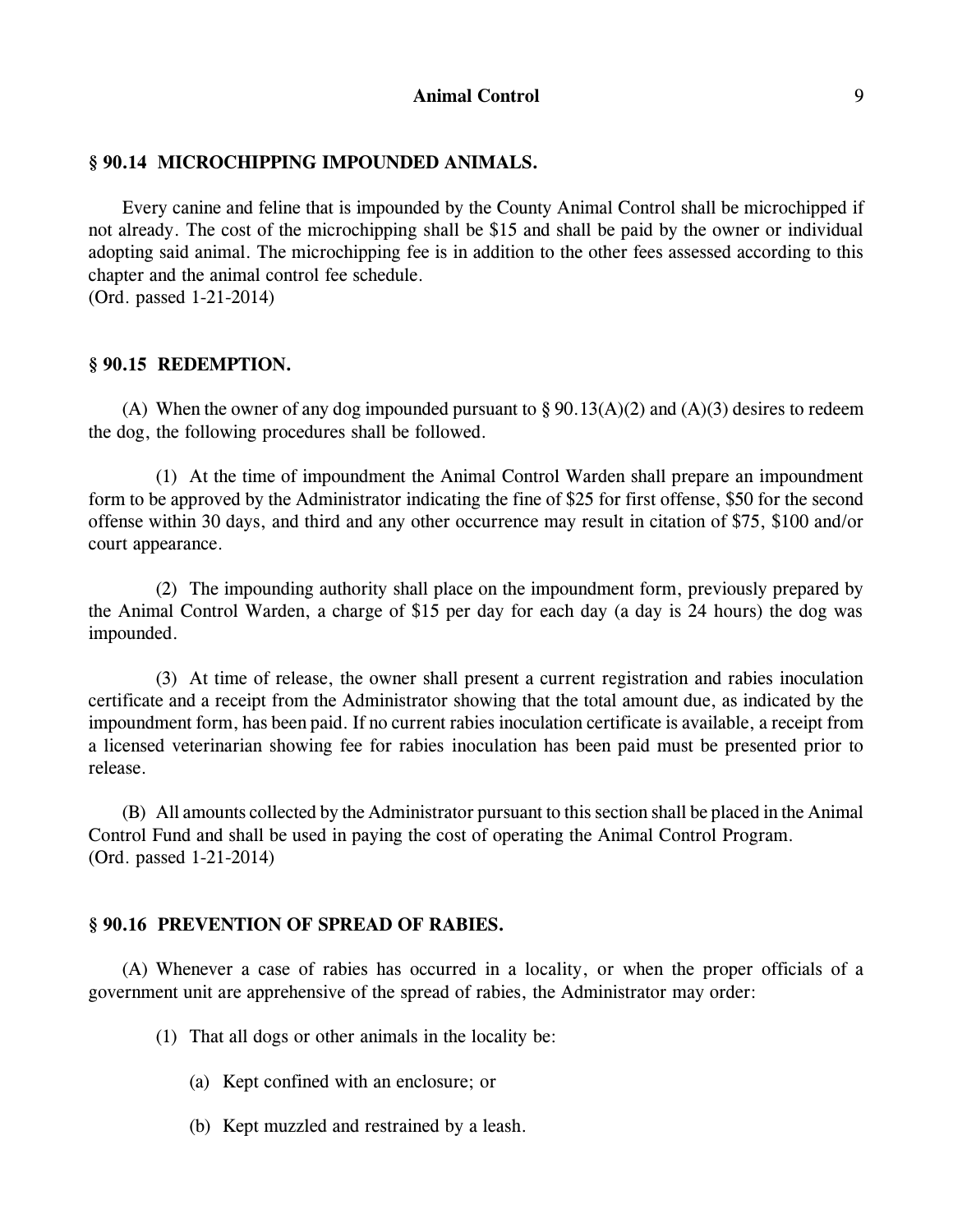## § 90.14 MICROCHIPPING IMPOUNDED ANIMALS.

Every canine and feline that is impounded by the County Animal Control shall be microchipped if not already. The cost of the microchipping shall be $15 and shall be paid by the owner or individual adopting said animal. The microchipping fee is in addition to the other fees assessed according to this chapter and the animal control fee schedule.
(Ord. passed 1-21-2014)

## § 90.15 REDEMPTION.

(A) When the owner of any dog impounded pursuant to § 90.13(A)(2) and (A)(3) desires to redeem the dog, the following procedures shall be followed.

(1) At the time of impoundment the Animal Control Warden shall prepare an impoundment form to be approved by the Administrator indicating the fine of $25 for first offense, $50 for the second offense within 30 days, and third and any other occurrence may result in citation of $75, $100 and/or court appearance.

(2) The impounding authority shall place on the impoundment form, previously prepared by the Animal Control Warden, a charge of $15 per day for each day (a day is 24 hours) the dog was impounded.

(3) At time of release, the owner shall present a current registration and rabies inoculation certificate and a receipt from the Administrator showing that the total amount due, as indicated by the impoundment form, has been paid. If no current rabies inoculation certificate is available, a receipt from a licensed veterinarian showing fee for rabies inoculation has been paid must be presented prior to release.

(B) All amounts collected by the Administrator pursuant to this section shall be placed in the Animal Control Fund and shall be used in paying the cost of operating the Animal Control Program.
(Ord. passed 1-21-2014)

## § 90.16 PREVENTION OF SPREAD OF RABIES.

(A) Whenever a case of rabies has occurred in a locality, or when the proper officials of a government unit are apprehensive of the spread of rabies, the Administrator may order:

(1) That all dogs or other animals in the locality be:

(a) Kept confined with an enclosure; or

(b) Kept muzzled and restrained by a leash.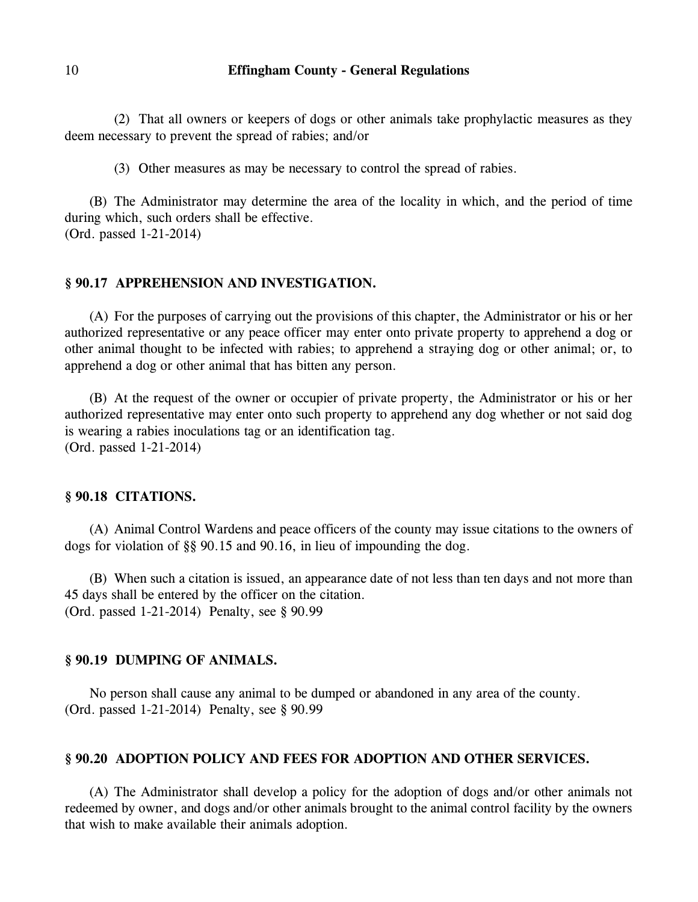(2) That all owners or keepers of dogs or other animals take prophylactic measures as they deem necessary to prevent the spread of rabies; and/or

(3) Other measures as may be necessary to control the spread of rabies.

(B) The Administrator may determine the area of the locality in which, and the period of time during which, such orders shall be effective.
(Ord. passed 1-21-2014)

### § 90.17 APPREHENSION AND INVESTIGATION.

(A) For the purposes of carrying out the provisions of this chapter, the Administrator or his or her authorized representative or any peace officer may enter onto private property to apprehend a dog or other animal thought to be infected with rabies; to apprehend a straying dog or other animal; or, to apprehend a dog or other animal that has bitten any person.

(B) At the request of the owner or occupier of private property, the Administrator or his or her authorized representative may enter onto such property to apprehend any dog whether or not said dog is wearing a rabies inoculations tag or an identification tag.
(Ord. passed 1-21-2014)

### § 90.18 CITATIONS.

(A) Animal Control Wardens and peace officers of the county may issue citations to the owners of dogs for violation of §§ 90.15 and 90.16, in lieu of impounding the dog.

(B) When such a citation is issued, an appearance date of not less than ten days and not more than 45 days shall be entered by the officer on the citation.
(Ord. passed 1-21-2014) Penalty, see § 90.99

### § 90.19 DUMPING OF ANIMALS.

No person shall cause any animal to be dumped or abandoned in any area of the county.
(Ord. passed 1-21-2014) Penalty, see § 90.99

### § 90.20 ADOPTION POLICY AND FEES FOR ADOPTION AND OTHER SERVICES.

(A) The Administrator shall develop a policy for the adoption of dogs and/or other animals not redeemed by owner, and dogs and/or other animals brought to the animal control facility by the owners that wish to make available their animals adoption.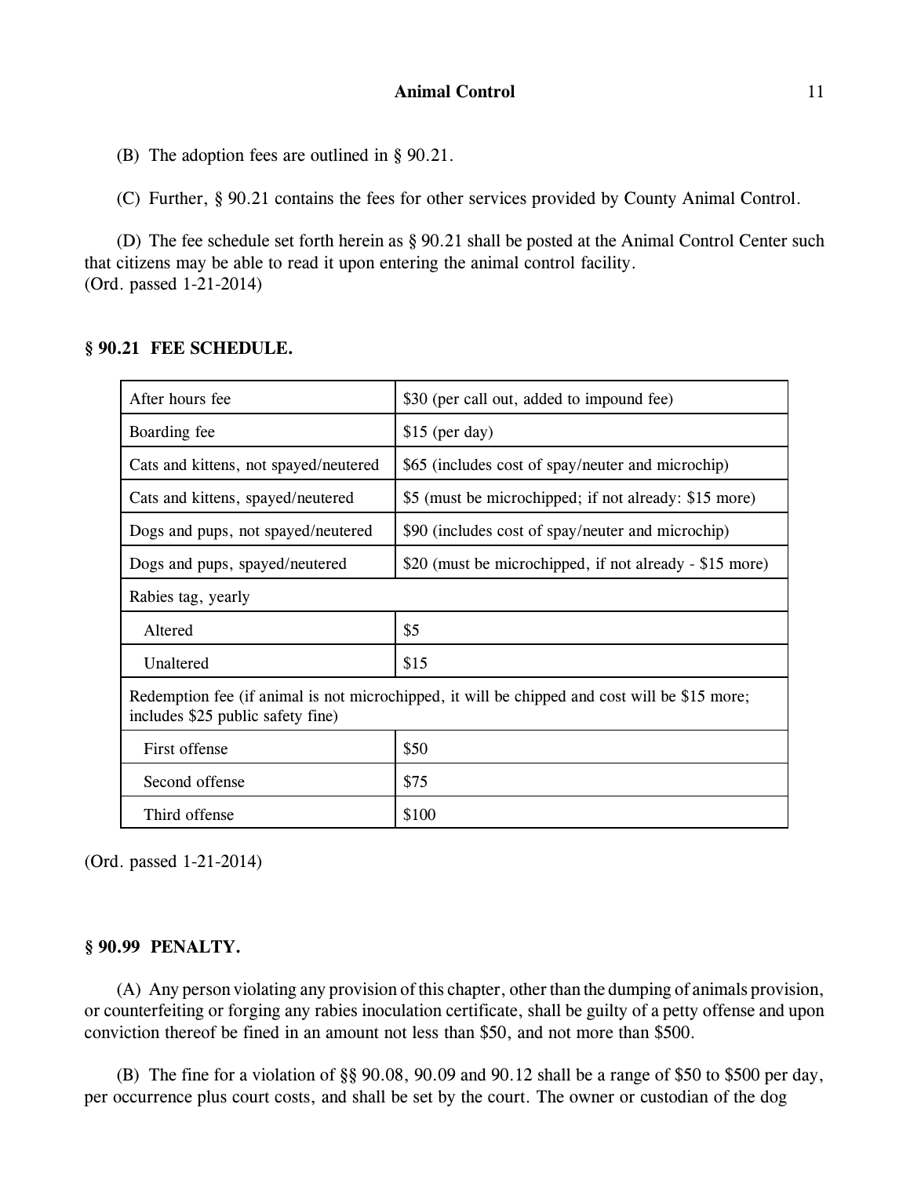(B) The adoption fees are outlined in § 90.21.

(C) Further, § 90.21 contains the fees for other services provided by County Animal Control.

(D) The fee schedule set forth herein as § 90.21 shall be posted at the Animal Control Center such that citizens may be able to read it upon entering the animal control facility.
(Ord. passed 1-21-2014)

### § 90.21 FEE SCHEDULE.

| | |
|---|---|
| After hours fee | $30 (per call out, added to impound fee) |
| Boarding fee | $15 (per day) |
| Cats and kittens, not spayed/neutered | $65 (includes cost of spay/neuter and microchip) |
| Cats and kittens, spayed/neutered | $5 (must be microchipped; if not already: $15 more) |
| Dogs and pups, not spayed/neutered | $90 (includes cost of spay/neuter and microchip) |
| Dogs and pups, spayed/neutered | $20 (must be microchipped, if not already - $15 more) |
| Rabies tag, yearly | |
| Altered | $5 |
| Unaltered | $15 |
| Redemption fee (if animal is not microchipped, it will be chipped and cost will be $15 more; includes $25 public safety fine) | |
| First offense | $50 |
| Second offense | $75 |
| Third offense | $100 |

(Ord. passed 1-21-2014)

### § 90.99 PENALTY.

(A) Any person violating any provision of this chapter, other than the dumping of animals provision, or counterfeiting or forging any rabies inoculation certificate, shall be guilty of a petty offense and upon conviction thereof be fined in an amount not less than $50, and not more than $500.

(B) The fine for a violation of §§ 90.08, 90.09 and 90.12 shall be a range of $50 to $500 per day, per occurrence plus court costs, and shall be set by the court. The owner or custodian of the dog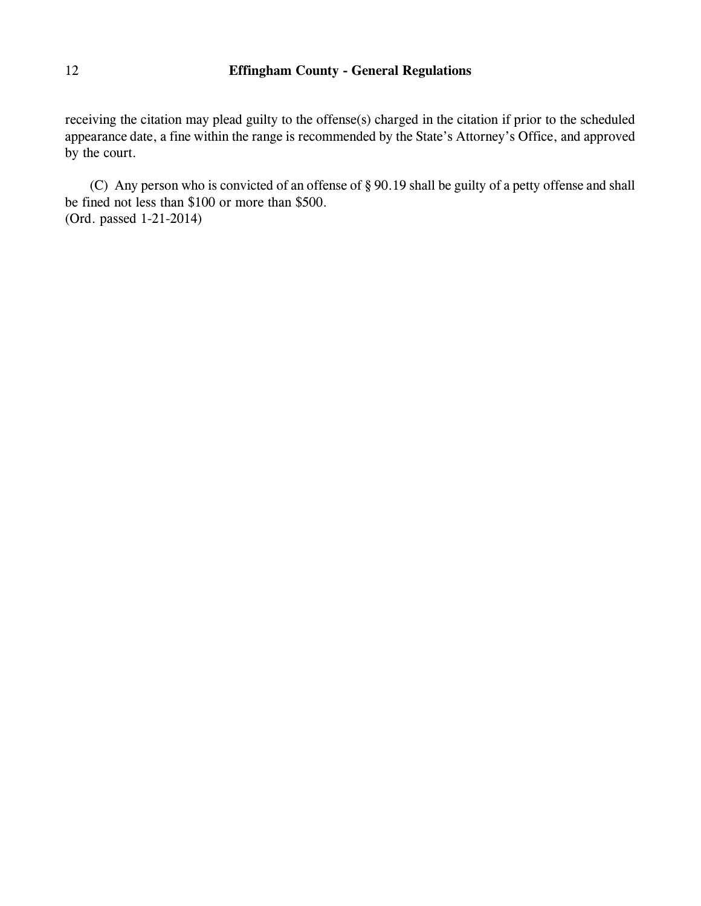receiving the citation may plead guilty to the offense(s) charged in the citation if prior to the scheduled appearance date, a fine within the range is recommended by the State's Attorney's Office, and approved by the court.

(C) Any person who is convicted of an offense of § 90.19 shall be guilty of a petty offense and shall be fined not less than $100 or more than $500.
(Ord. passed 1-21-2014)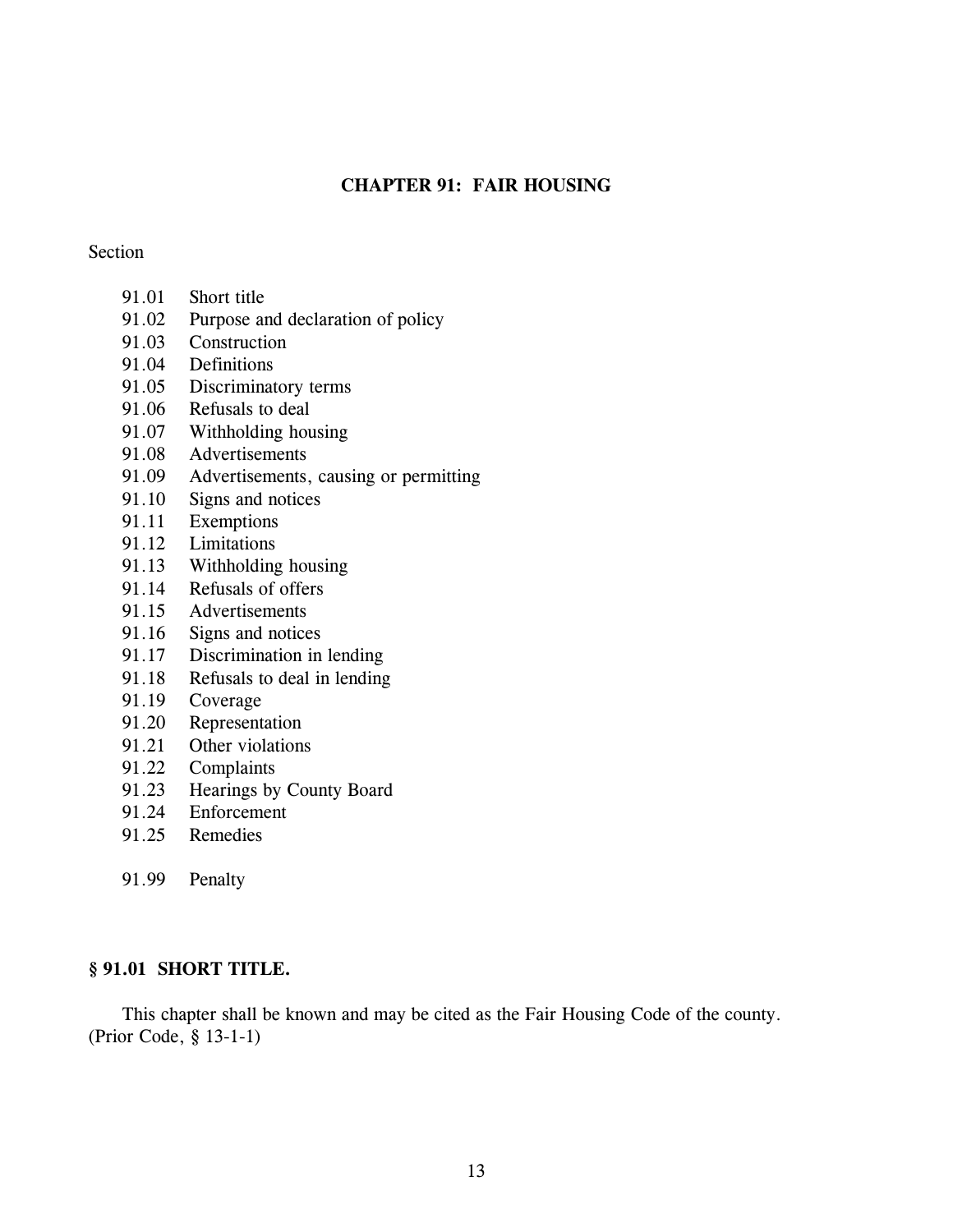# CHAPTER 91: FAIR HOUSING

Section

91.01 Short title
91.02 Purpose and declaration of policy
91.03 Construction
91.04 Definitions
91.05 Discriminatory terms
91.06 Refusals to deal
91.07 Withholding housing
91.08 Advertisements
91.09 Advertisements, causing or permitting
91.10 Signs and notices
91.11 Exemptions
91.12 Limitations
91.13 Withholding housing
91.14 Refusals of offers
91.15 Advertisements
91.16 Signs and notices
91.17 Discrimination in lending
91.18 Refusals to deal in lending
91.19 Coverage
91.20 Representation
91.21 Other violations
91.22 Complaints
91.23 Hearings by County Board
91.24 Enforcement
91.25 Remedies

91.99 Penalty

## § 91.01 SHORT TITLE.

This chapter shall be known and may be cited as the Fair Housing Code of the county.
(Prior Code, § 13-1-1)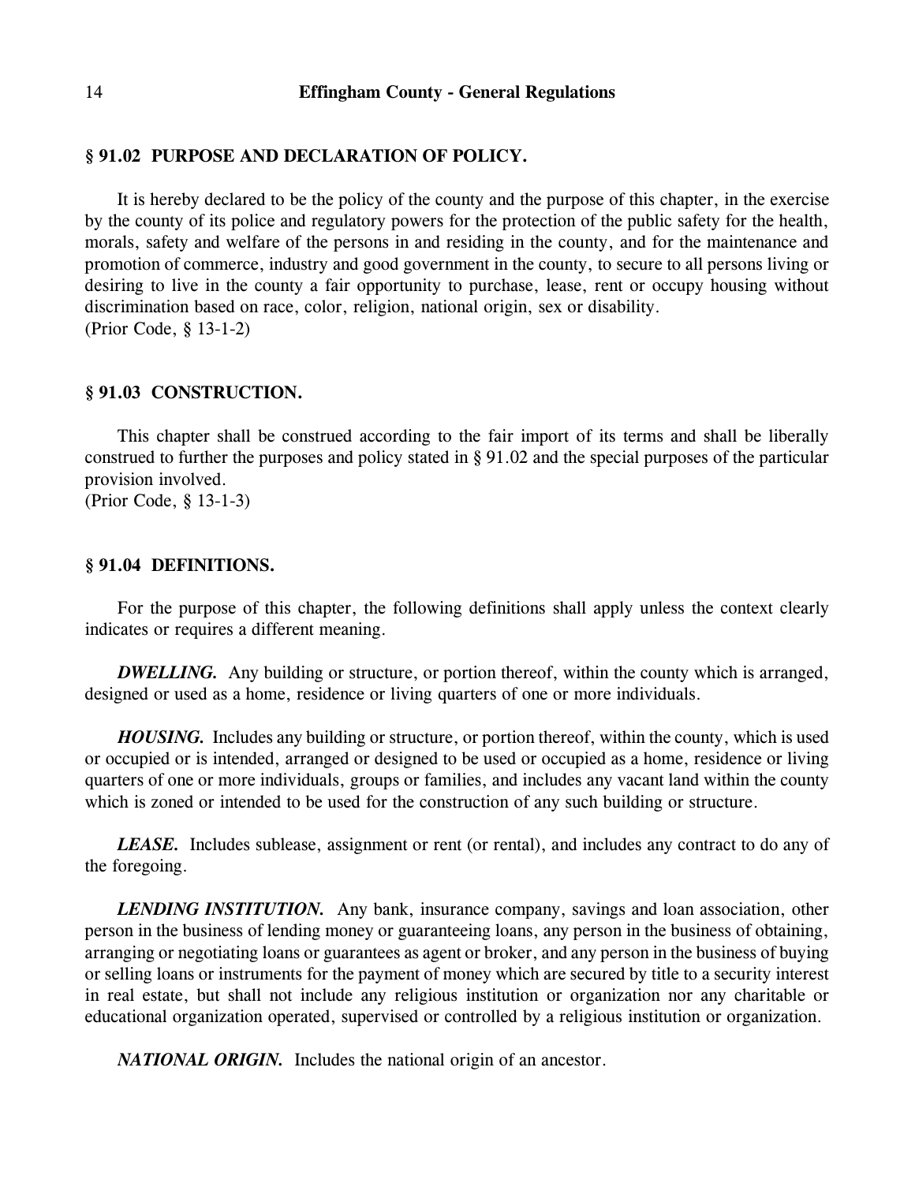### § 91.02 PURPOSE AND DECLARATION OF POLICY.

It is hereby declared to be the policy of the county and the purpose of this chapter, in the exercise by the county of its police and regulatory powers for the protection of the public safety for the health, morals, safety and welfare of the persons in and residing in the county, and for the maintenance and promotion of commerce, industry and good government in the county, to secure to all persons living or desiring to live in the county a fair opportunity to purchase, lease, rent or occupy housing without discrimination based on race, color, religion, national origin, sex or disability.
(Prior Code, § 13-1-2)

### § 91.03 CONSTRUCTION.

This chapter shall be construed according to the fair import of its terms and shall be liberally construed to further the purposes and policy stated in § 91.02 and the special purposes of the particular provision involved.
(Prior Code, § 13-1-3)

### § 91.04 DEFINITIONS.

For the purpose of this chapter, the following definitions shall apply unless the context clearly indicates or requires a different meaning.

***DWELLING.*** Any building or structure, or portion thereof, within the county which is arranged, designed or used as a home, residence or living quarters of one or more individuals.

***HOUSING.*** Includes any building or structure, or portion thereof, within the county, which is used or occupied or is intended, arranged or designed to be used or occupied as a home, residence or living quarters of one or more individuals, groups or families, and includes any vacant land within the county which is zoned or intended to be used for the construction of any such building or structure.

***LEASE.*** Includes sublease, assignment or rent (or rental), and includes any contract to do any of the foregoing.

***LENDING INSTITUTION.*** Any bank, insurance company, savings and loan association, other person in the business of lending money or guaranteeing loans, any person in the business of obtaining, arranging or negotiating loans or guarantees as agent or broker, and any person in the business of buying or selling loans or instruments for the payment of money which are secured by title to a security interest in real estate, but shall not include any religious institution or organization nor any charitable or educational organization operated, supervised or controlled by a religious institution or organization.

***NATIONAL ORIGIN.*** Includes the national origin of an ancestor.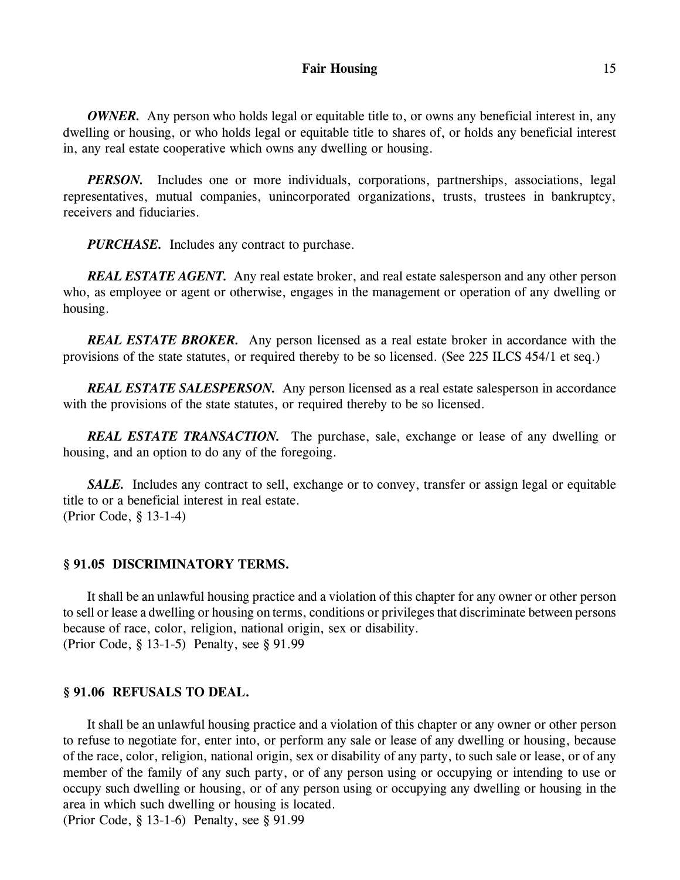***OWNER.*** Any person who holds legal or equitable title to, or owns any beneficial interest in, any dwelling or housing, or who holds legal or equitable title to shares of, or holds any beneficial interest in, any real estate cooperative which owns any dwelling or housing.

***PERSON.*** Includes one or more individuals, corporations, partnerships, associations, legal representatives, mutual companies, unincorporated organizations, trusts, trustees in bankruptcy, receivers and fiduciaries.

***PURCHASE.*** Includes any contract to purchase.

***REAL ESTATE AGENT.*** Any real estate broker, and real estate salesperson and any other person who, as employee or agent or otherwise, engages in the management or operation of any dwelling or housing.

***REAL ESTATE BROKER.*** Any person licensed as a real estate broker in accordance with the provisions of the state statutes, or required thereby to be so licensed. (See 225 ILCS 454/1 et seq.)

***REAL ESTATE SALESPERSON.*** Any person licensed as a real estate salesperson in accordance with the provisions of the state statutes, or required thereby to be so licensed.

***REAL ESTATE TRANSACTION.*** The purchase, sale, exchange or lease of any dwelling or housing, and an option to do any of the foregoing.

***SALE.*** Includes any contract to sell, exchange or to convey, transfer or assign legal or equitable title to or a beneficial interest in real estate.
(Prior Code, § 13-1-4)

### § 91.05 DISCRIMINATORY TERMS.

It shall be an unlawful housing practice and a violation of this chapter for any owner or other person to sell or lease a dwelling or housing on terms, conditions or privileges that discriminate between persons because of race, color, religion, national origin, sex or disability.
(Prior Code, § 13-1-5) Penalty, see § 91.99

### § 91.06 REFUSALS TO DEAL.

It shall be an unlawful housing practice and a violation of this chapter or any owner or other person to refuse to negotiate for, enter into, or perform any sale or lease of any dwelling or housing, because of the race, color, religion, national origin, sex or disability of any party, to such sale or lease, or of any member of the family of any such party, or of any person using or occupying or intending to use or occupy such dwelling or housing, or of any person using or occupying any dwelling or housing in the area in which such dwelling or housing is located.
(Prior Code, § 13-1-6) Penalty, see § 91.99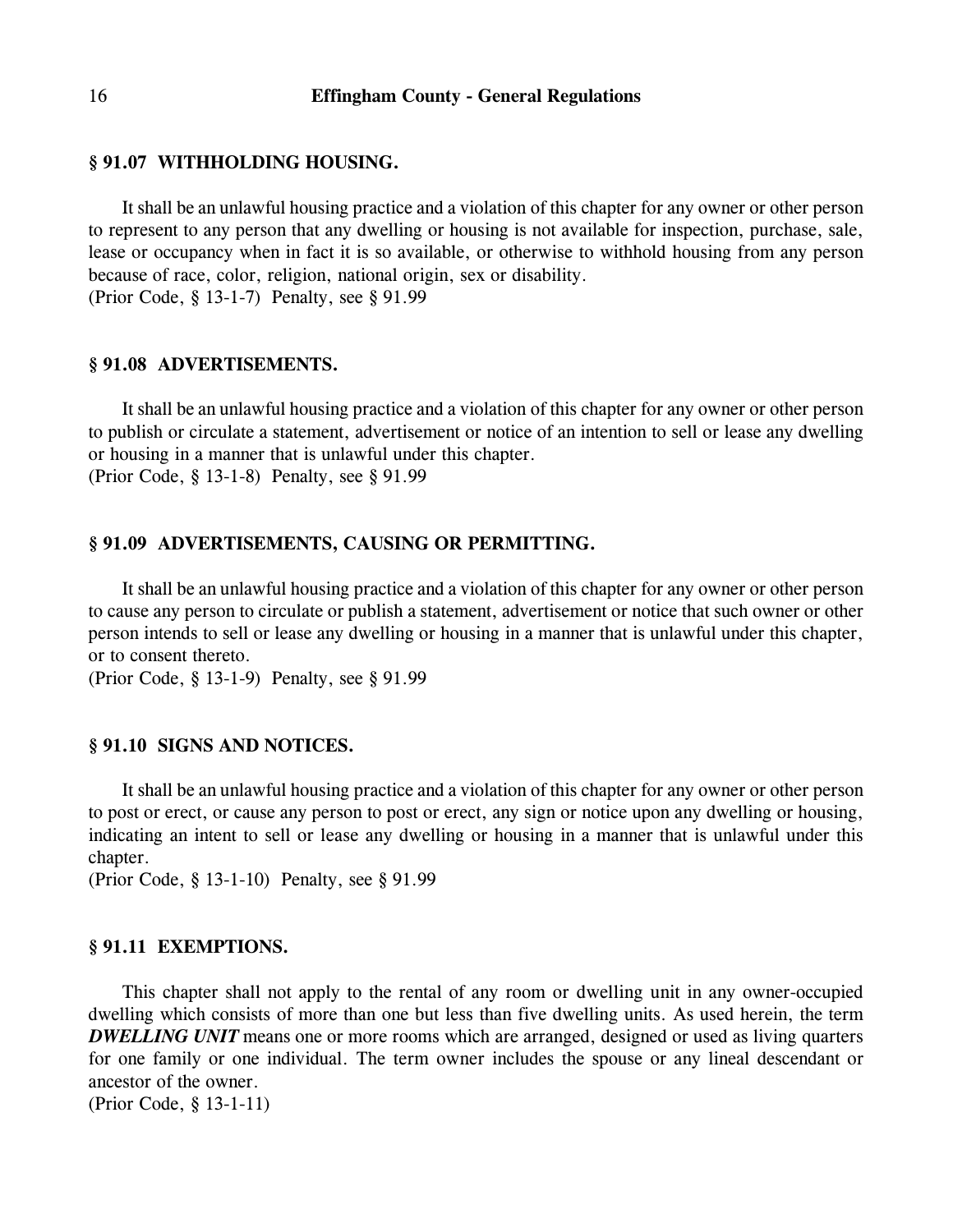### § 91.07 WITHHOLDING HOUSING.

It shall be an unlawful housing practice and a violation of this chapter for any owner or other person to represent to any person that any dwelling or housing is not available for inspection, purchase, sale, lease or occupancy when in fact it is so available, or otherwise to withhold housing from any person because of race, color, religion, national origin, sex or disability.
(Prior Code, § 13-1-7) Penalty, see § 91.99

### § 91.08 ADVERTISEMENTS.

It shall be an unlawful housing practice and a violation of this chapter for any owner or other person to publish or circulate a statement, advertisement or notice of an intention to sell or lease any dwelling or housing in a manner that is unlawful under this chapter.
(Prior Code, § 13-1-8) Penalty, see § 91.99

### § 91.09 ADVERTISEMENTS, CAUSING OR PERMITTING.

It shall be an unlawful housing practice and a violation of this chapter for any owner or other person to cause any person to circulate or publish a statement, advertisement or notice that such owner or other person intends to sell or lease any dwelling or housing in a manner that is unlawful under this chapter, or to consent thereto.
(Prior Code, § 13-1-9) Penalty, see § 91.99

### § 91.10 SIGNS AND NOTICES.

It shall be an unlawful housing practice and a violation of this chapter for any owner or other person to post or erect, or cause any person to post or erect, any sign or notice upon any dwelling or housing, indicating an intent to sell or lease any dwelling or housing in a manner that is unlawful under this chapter.
(Prior Code, § 13-1-10) Penalty, see § 91.99

### § 91.11 EXEMPTIONS.

This chapter shall not apply to the rental of any room or dwelling unit in any owner-occupied dwelling which consists of more than one but less than five dwelling units. As used herein, the term ***DWELLING UNIT*** means one or more rooms which are arranged, designed or used as living quarters for one family or one individual. The term owner includes the spouse or any lineal descendant or ancestor of the owner.
(Prior Code, § 13-1-11)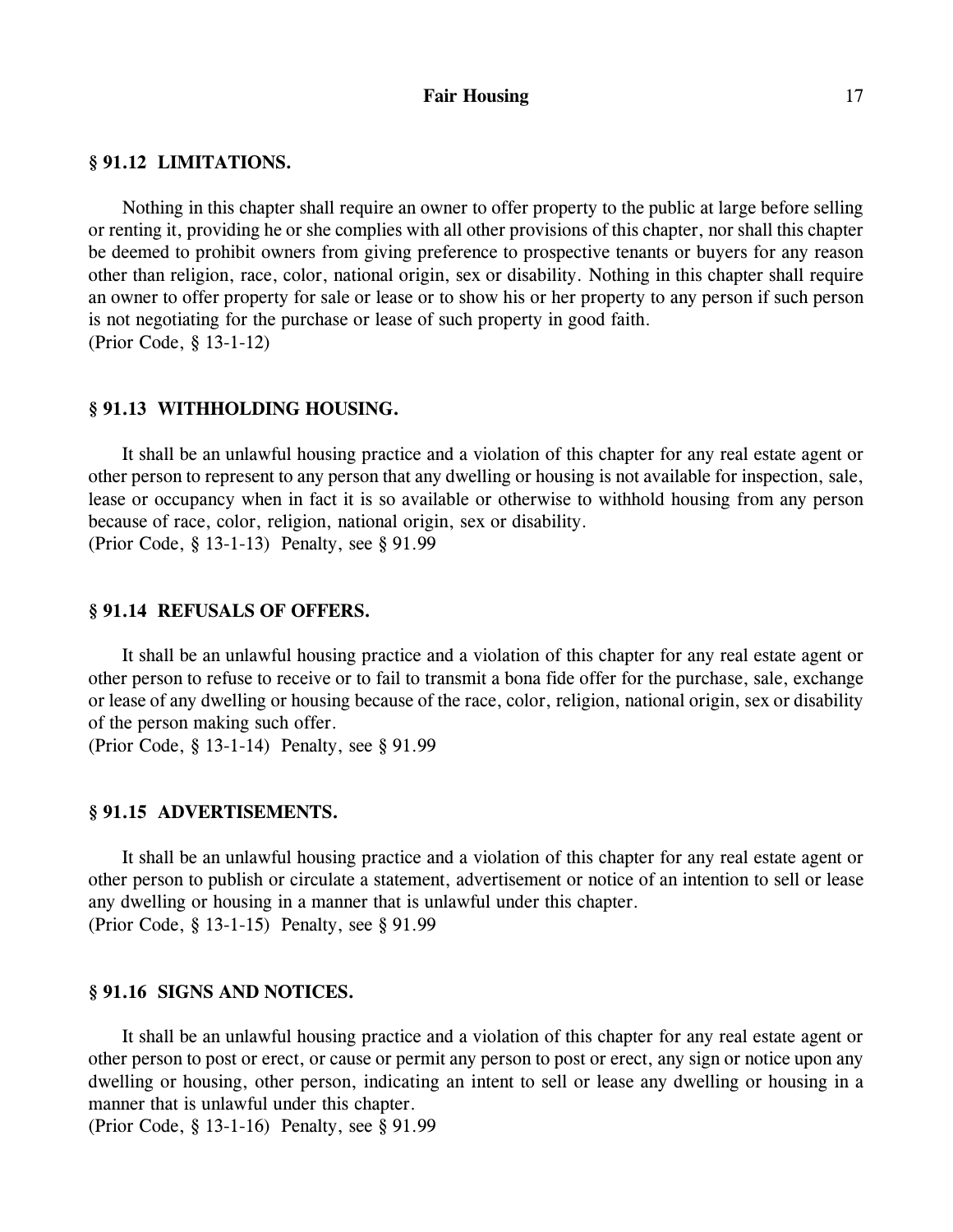### § 91.12 LIMITATIONS.

Nothing in this chapter shall require an owner to offer property to the public at large before selling or renting it, providing he or she complies with all other provisions of this chapter, nor shall this chapter be deemed to prohibit owners from giving preference to prospective tenants or buyers for any reason other than religion, race, color, national origin, sex or disability. Nothing in this chapter shall require an owner to offer property for sale or lease or to show his or her property to any person if such person is not negotiating for the purchase or lease of such property in good faith.
(Prior Code, § 13-1-12)

### § 91.13 WITHHOLDING HOUSING.

It shall be an unlawful housing practice and a violation of this chapter for any real estate agent or other person to represent to any person that any dwelling or housing is not available for inspection, sale, lease or occupancy when in fact it is so available or otherwise to withhold housing from any person because of race, color, religion, national origin, sex or disability.
(Prior Code, § 13-1-13) Penalty, see § 91.99

### § 91.14 REFUSALS OF OFFERS.

It shall be an unlawful housing practice and a violation of this chapter for any real estate agent or other person to refuse to receive or to fail to transmit a bona fide offer for the purchase, sale, exchange or lease of any dwelling or housing because of the race, color, religion, national origin, sex or disability of the person making such offer.
(Prior Code, § 13-1-14) Penalty, see § 91.99

### § 91.15 ADVERTISEMENTS.

It shall be an unlawful housing practice and a violation of this chapter for any real estate agent or other person to publish or circulate a statement, advertisement or notice of an intention to sell or lease any dwelling or housing in a manner that is unlawful under this chapter.
(Prior Code, § 13-1-15) Penalty, see § 91.99

### § 91.16 SIGNS AND NOTICES.

It shall be an unlawful housing practice and a violation of this chapter for any real estate agent or other person to post or erect, or cause or permit any person to post or erect, any sign or notice upon any dwelling or housing, other person, indicating an intent to sell or lease any dwelling or housing in a manner that is unlawful under this chapter.
(Prior Code, § 13-1-16) Penalty, see § 91.99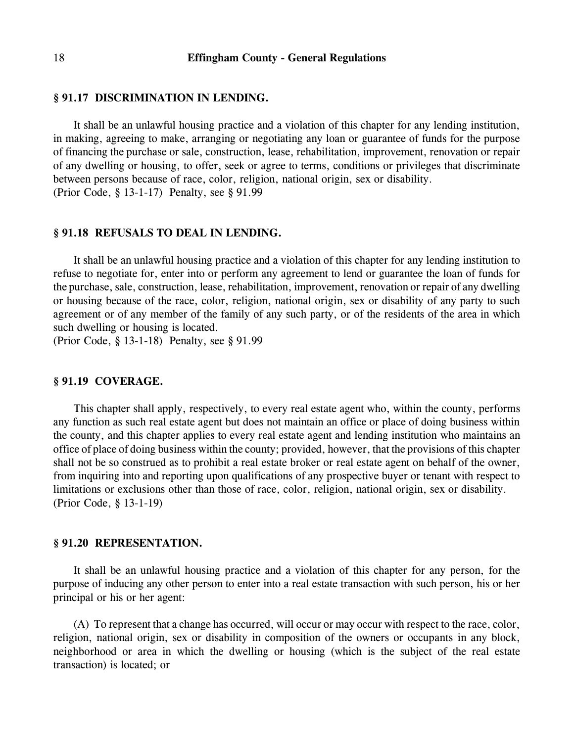### § 91.17 DISCRIMINATION IN LENDING.

It shall be an unlawful housing practice and a violation of this chapter for any lending institution, in making, agreeing to make, arranging or negotiating any loan or guarantee of funds for the purpose of financing the purchase or sale, construction, lease, rehabilitation, improvement, renovation or repair of any dwelling or housing, to offer, seek or agree to terms, conditions or privileges that discriminate between persons because of race, color, religion, national origin, sex or disability.
(Prior Code, § 13-1-17) Penalty, see § 91.99

### § 91.18 REFUSALS TO DEAL IN LENDING.

It shall be an unlawful housing practice and a violation of this chapter for any lending institution to refuse to negotiate for, enter into or perform any agreement to lend or guarantee the loan of funds for the purchase, sale, construction, lease, rehabilitation, improvement, renovation or repair of any dwelling or housing because of the race, color, religion, national origin, sex or disability of any party to such agreement or of any member of the family of any such party, or of the residents of the area in which such dwelling or housing is located.
(Prior Code, § 13-1-18) Penalty, see § 91.99

### § 91.19 COVERAGE.

This chapter shall apply, respectively, to every real estate agent who, within the county, performs any function as such real estate agent but does not maintain an office or place of doing business within the county, and this chapter applies to every real estate agent and lending institution who maintains an office of place of doing business within the county; provided, however, that the provisions of this chapter shall not be so construed as to prohibit a real estate broker or real estate agent on behalf of the owner, from inquiring into and reporting upon qualifications of any prospective buyer or tenant with respect to limitations or exclusions other than those of race, color, religion, national origin, sex or disability.
(Prior Code, § 13-1-19)

### § 91.20 REPRESENTATION.

It shall be an unlawful housing practice and a violation of this chapter for any person, for the purpose of inducing any other person to enter into a real estate transaction with such person, his or her principal or his or her agent:

(A) To represent that a change has occurred, will occur or may occur with respect to the race, color, religion, national origin, sex or disability in composition of the owners or occupants in any block, neighborhood or area in which the dwelling or housing (which is the subject of the real estate transaction) is located; or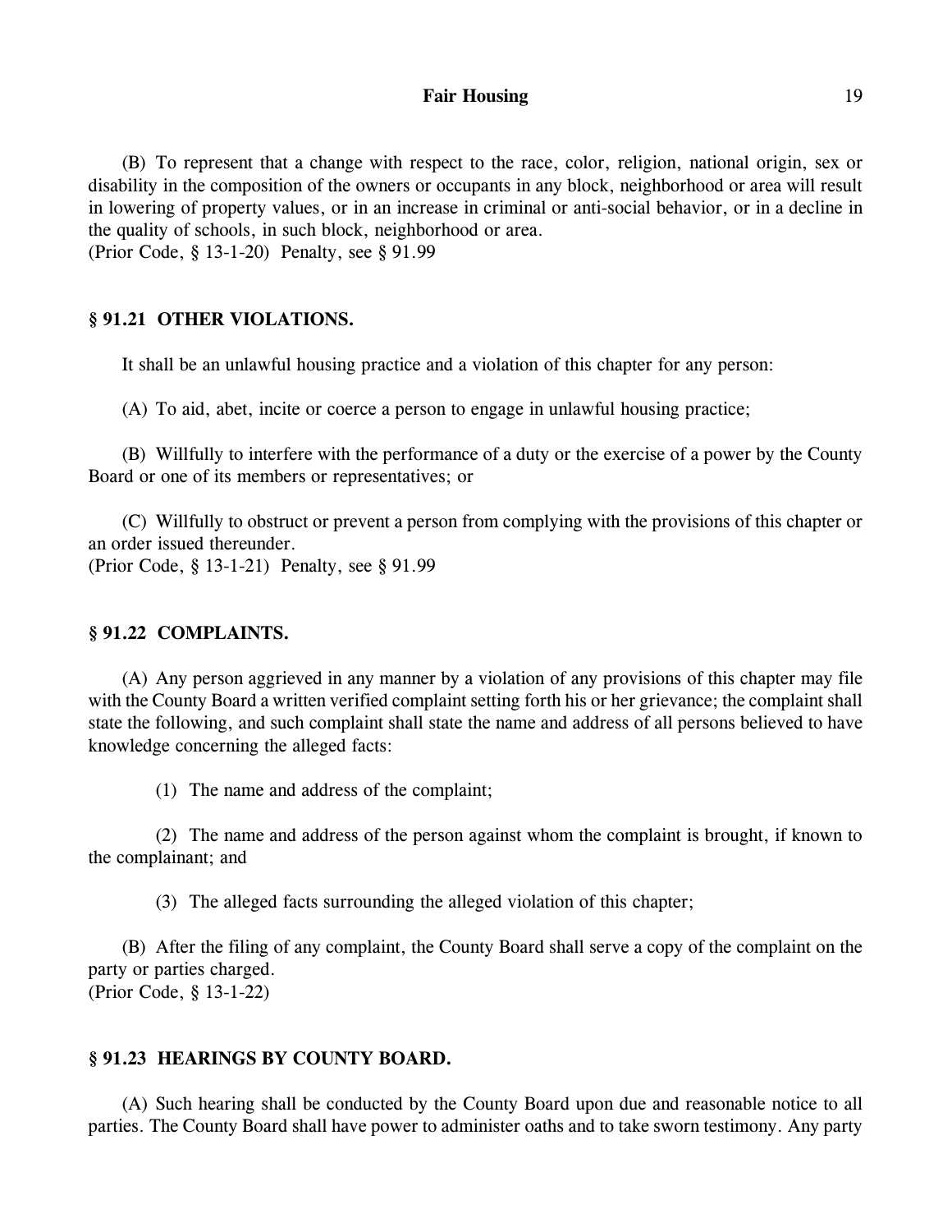(B) To represent that a change with respect to the race, color, religion, national origin, sex or disability in the composition of the owners or occupants in any block, neighborhood or area will result in lowering of property values, or in an increase in criminal or anti-social behavior, or in a decline in the quality of schools, in such block, neighborhood or area.
(Prior Code, § 13-1-20) Penalty, see § 91.99

### § 91.21 OTHER VIOLATIONS.

It shall be an unlawful housing practice and a violation of this chapter for any person:

(A) To aid, abet, incite or coerce a person to engage in unlawful housing practice;

(B) Willfully to interfere with the performance of a duty or the exercise of a power by the County Board or one of its members or representatives; or

(C) Willfully to obstruct or prevent a person from complying with the provisions of this chapter or an order issued thereunder.
(Prior Code, § 13-1-21) Penalty, see § 91.99

### § 91.22 COMPLAINTS.

(A) Any person aggrieved in any manner by a violation of any provisions of this chapter may file with the County Board a written verified complaint setting forth his or her grievance; the complaint shall state the following, and such complaint shall state the name and address of all persons believed to have knowledge concerning the alleged facts:

(1) The name and address of the complaint;

(2) The name and address of the person against whom the complaint is brought, if known to the complainant; and

(3) The alleged facts surrounding the alleged violation of this chapter;

(B) After the filing of any complaint, the County Board shall serve a copy of the complaint on the party or parties charged.
(Prior Code, § 13-1-22)

### § 91.23 HEARINGS BY COUNTY BOARD.

(A) Such hearing shall be conducted by the County Board upon due and reasonable notice to all parties. The County Board shall have power to administer oaths and to take sworn testimony. Any party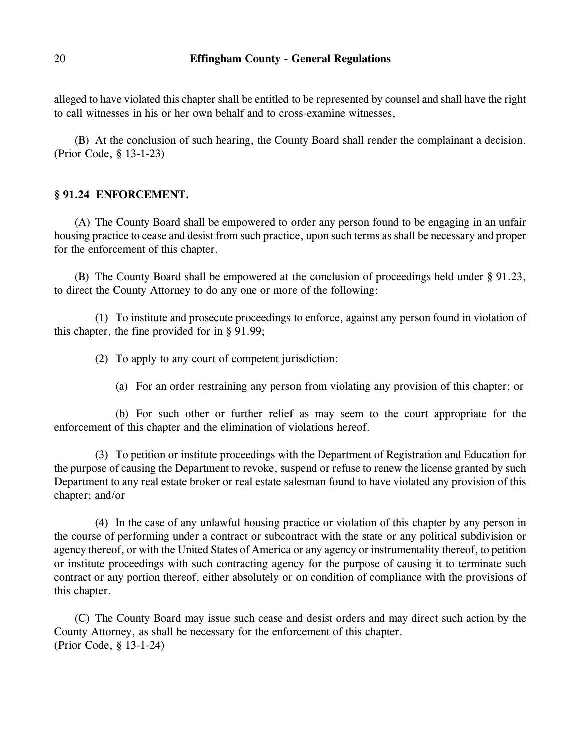alleged to have violated this chapter shall be entitled to be represented by counsel and shall have the right to call witnesses in his or her own behalf and to cross-examine witnesses,

(B) At the conclusion of such hearing, the County Board shall render the complainant a decision. (Prior Code, § 13-1-23)

### § 91.24 ENFORCEMENT.

(A) The County Board shall be empowered to order any person found to be engaging in an unfair housing practice to cease and desist from such practice, upon such terms as shall be necessary and proper for the enforcement of this chapter.

(B) The County Board shall be empowered at the conclusion of proceedings held under § 91.23, to direct the County Attorney to do any one or more of the following:

(1) To institute and prosecute proceedings to enforce, against any person found in violation of this chapter, the fine provided for in § 91.99;

(2) To apply to any court of competent jurisdiction:

(a) For an order restraining any person from violating any provision of this chapter; or

(b) For such other or further relief as may seem to the court appropriate for the enforcement of this chapter and the elimination of violations hereof.

(3) To petition or institute proceedings with the Department of Registration and Education for the purpose of causing the Department to revoke, suspend or refuse to renew the license granted by such Department to any real estate broker or real estate salesman found to have violated any provision of this chapter; and/or

(4) In the case of any unlawful housing practice or violation of this chapter by any person in the course of performing under a contract or subcontract with the state or any political subdivision or agency thereof, or with the United States of America or any agency or instrumentality thereof, to petition or institute proceedings with such contracting agency for the purpose of causing it to terminate such contract or any portion thereof, either absolutely or on condition of compliance with the provisions of this chapter.

(C) The County Board may issue such cease and desist orders and may direct such action by the County Attorney, as shall be necessary for the enforcement of this chapter.
(Prior Code, § 13-1-24)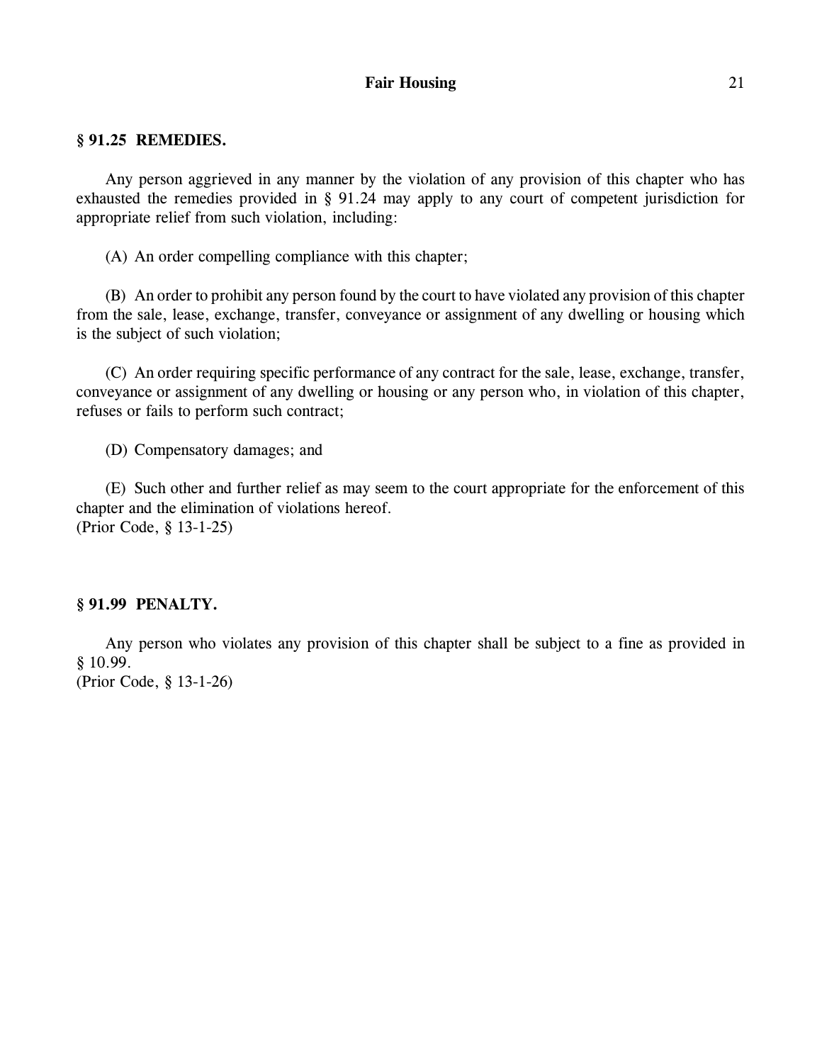### § 91.25 REMEDIES.

Any person aggrieved in any manner by the violation of any provision of this chapter who has exhausted the remedies provided in § 91.24 may apply to any court of competent jurisdiction for appropriate relief from such violation, including:

(A) An order compelling compliance with this chapter;

(B) An order to prohibit any person found by the court to have violated any provision of this chapter from the sale, lease, exchange, transfer, conveyance or assignment of any dwelling or housing which is the subject of such violation;

(C) An order requiring specific performance of any contract for the sale, lease, exchange, transfer, conveyance or assignment of any dwelling or housing or any person who, in violation of this chapter, refuses or fails to perform such contract;

(D) Compensatory damages; and

(E) Such other and further relief as may seem to the court appropriate for the enforcement of this chapter and the elimination of violations hereof.
(Prior Code, § 13-1-25)

### § 91.99 PENALTY.

Any person who violates any provision of this chapter shall be subject to a fine as provided in § 10.99.
(Prior Code, § 13-1-26)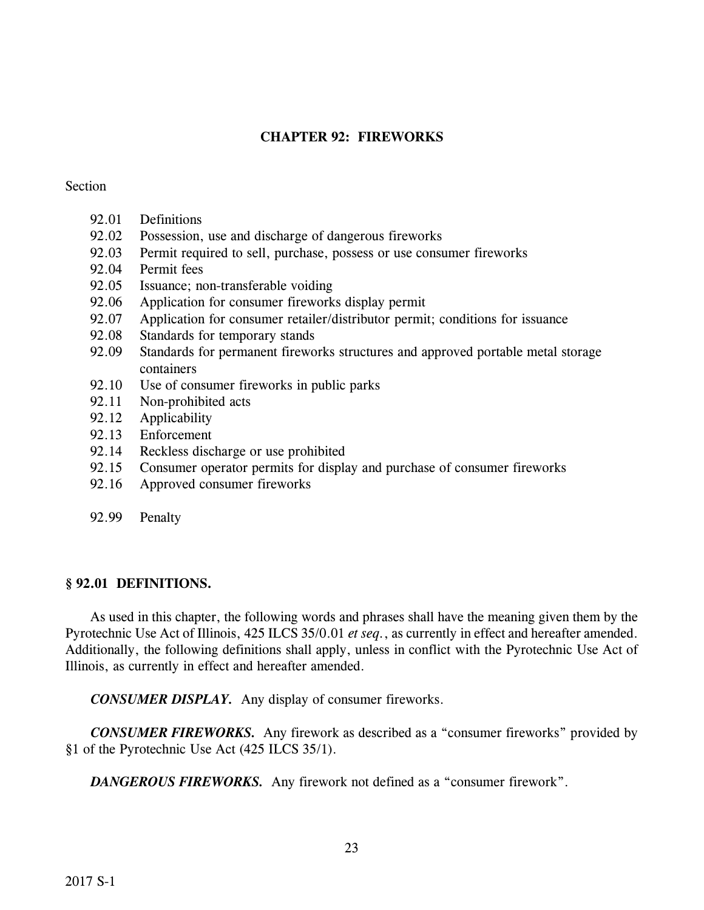# CHAPTER 92: FIREWORKS

Section

- 92.01 Definitions
- 92.02 Possession, use and discharge of dangerous fireworks
- 92.03 Permit required to sell, purchase, possess or use consumer fireworks
- 92.04 Permit fees
- 92.05 Issuance; non-transferable voiding
- 92.06 Application for consumer fireworks display permit
- 92.07 Application for consumer retailer/distributor permit; conditions for issuance
- 92.08 Standards for temporary stands
- 92.09 Standards for permanent fireworks structures and approved portable metal storage containers
- 92.10 Use of consumer fireworks in public parks
- 92.11 Non-prohibited acts
- 92.12 Applicability
- 92.13 Enforcement
- 92.14 Reckless discharge or use prohibited
- 92.15 Consumer operator permits for display and purchase of consumer fireworks
- 92.16 Approved consumer fireworks

- 92.99 Penalty

## § 92.01 DEFINITIONS.

As used in this chapter, the following words and phrases shall have the meaning given them by the Pyrotechnic Use Act of Illinois, 425 ILCS 35/0.01 *et seq.*, as currently in effect and hereafter amended. Additionally, the following definitions shall apply, unless in conflict with the Pyrotechnic Use Act of Illinois, as currently in effect and hereafter amended.

***CONSUMER DISPLAY.*** Any display of consumer fireworks.

***CONSUMER FIREWORKS.*** Any firework as described as a "consumer fireworks" provided by §1 of the Pyrotechnic Use Act (425 ILCS 35/1).

***DANGEROUS FIREWORKS.*** Any firework not defined as a "consumer firework".

2017 S-1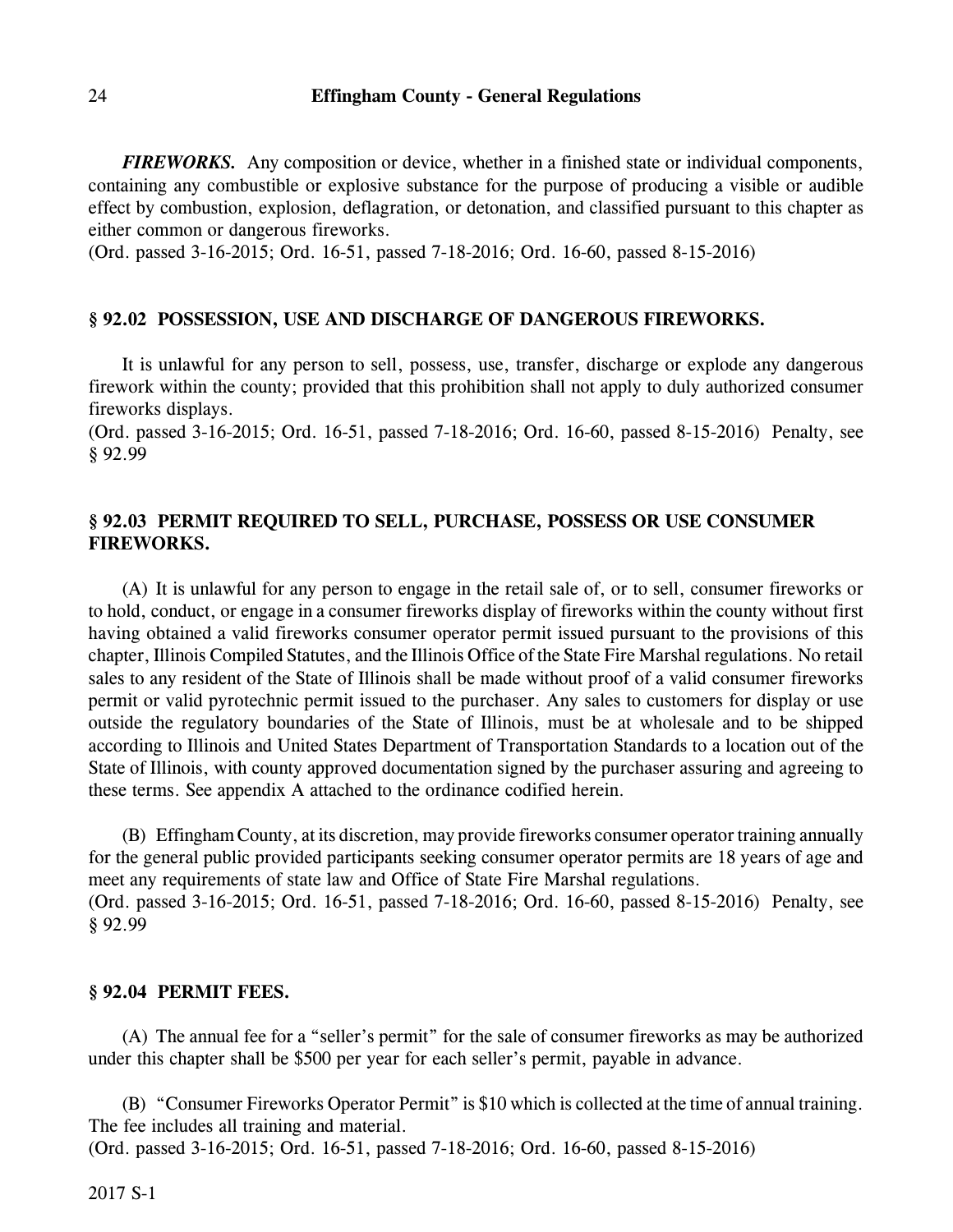***FIREWORKS.*** Any composition or device, whether in a finished state or individual components, containing any combustible or explosive substance for the purpose of producing a visible or audible effect by combustion, explosion, deflagration, or detonation, and classified pursuant to this chapter as either common or dangerous fireworks.
(Ord. passed 3-16-2015; Ord. 16-51, passed 7-18-2016; Ord. 16-60, passed 8-15-2016)

## § 92.02 POSSESSION, USE AND DISCHARGE OF DANGEROUS FIREWORKS.

It is unlawful for any person to sell, possess, use, transfer, discharge or explode any dangerous firework within the county; provided that this prohibition shall not apply to duly authorized consumer fireworks displays.
(Ord. passed 3-16-2015; Ord. 16-51, passed 7-18-2016; Ord. 16-60, passed 8-15-2016) Penalty, see § 92.99

## § 92.03 PERMIT REQUIRED TO SELL, PURCHASE, POSSESS OR USE CONSUMER FIREWORKS.

(A) It is unlawful for any person to engage in the retail sale of, or to sell, consumer fireworks or to hold, conduct, or engage in a consumer fireworks display of fireworks within the county without first having obtained a valid fireworks consumer operator permit issued pursuant to the provisions of this chapter, Illinois Compiled Statutes, and the Illinois Office of the State Fire Marshal regulations. No retail sales to any resident of the State of Illinois shall be made without proof of a valid consumer fireworks permit or valid pyrotechnic permit issued to the purchaser. Any sales to customers for display or use outside the regulatory boundaries of the State of Illinois, must be at wholesale and to be shipped according to Illinois and United States Department of Transportation Standards to a location out of the State of Illinois, with county approved documentation signed by the purchaser assuring and agreeing to these terms. See appendix A attached to the ordinance codified herein.

(B) Effingham County, at its discretion, may provide fireworks consumer operator training annually for the general public provided participants seeking consumer operator permits are 18 years of age and meet any requirements of state law and Office of State Fire Marshal regulations.
(Ord. passed 3-16-2015; Ord. 16-51, passed 7-18-2016; Ord. 16-60, passed 8-15-2016) Penalty, see § 92.99

## § 92.04 PERMIT FEES.

(A) The annual fee for a "seller's permit" for the sale of consumer fireworks as may be authorized under this chapter shall be $500 per year for each seller's permit, payable in advance.

(B) "Consumer Fireworks Operator Permit" is $10 which is collected at the time of annual training. The fee includes all training and material.
(Ord. passed 3-16-2015; Ord. 16-51, passed 7-18-2016; Ord. 16-60, passed 8-15-2016)

2017 S-1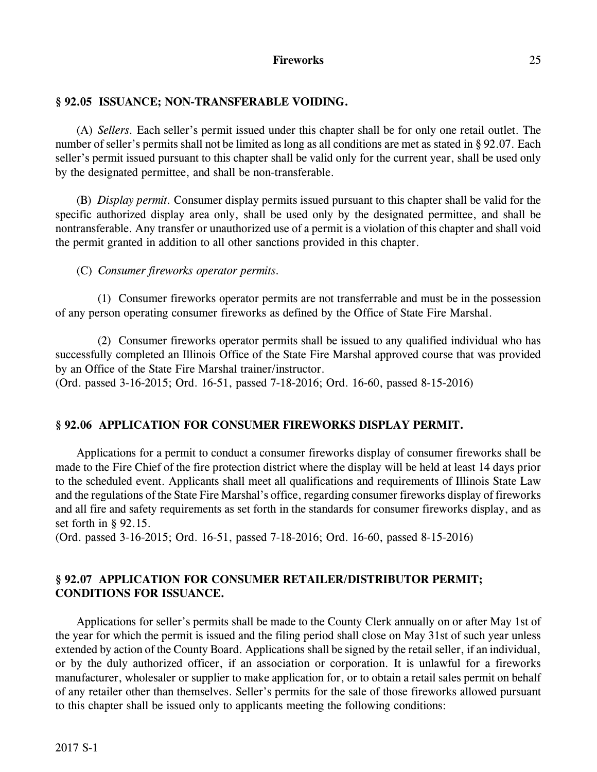## § 92.05 ISSUANCE; NON-TRANSFERABLE VOIDING.

(A) *Sellers*. Each seller's permit issued under this chapter shall be for only one retail outlet. The number of seller's permits shall not be limited as long as all conditions are met as stated in § 92.07. Each seller's permit issued pursuant to this chapter shall be valid only for the current year, shall be used only by the designated permittee, and shall be non-transferable.

(B) *Display permit*. Consumer display permits issued pursuant to this chapter shall be valid for the specific authorized display area only, shall be used only by the designated permittee, and shall be nontransferable. Any transfer or unauthorized use of a permit is a violation of this chapter and shall void the permit granted in addition to all other sanctions provided in this chapter.

(C) *Consumer fireworks operator permits*.

(1) Consumer fireworks operator permits are not transferrable and must be in the possession of any person operating consumer fireworks as defined by the Office of State Fire Marshal.

(2) Consumer fireworks operator permits shall be issued to any qualified individual who has successfully completed an Illinois Office of the State Fire Marshal approved course that was provided by an Office of the State Fire Marshal trainer/instructor.
(Ord. passed 3-16-2015; Ord. 16-51, passed 7-18-2016; Ord. 16-60, passed 8-15-2016)

## § 92.06 APPLICATION FOR CONSUMER FIREWORKS DISPLAY PERMIT.

Applications for a permit to conduct a consumer fireworks display of consumer fireworks shall be made to the Fire Chief of the fire protection district where the display will be held at least 14 days prior to the scheduled event. Applicants shall meet all qualifications and requirements of Illinois State Law and the regulations of the State Fire Marshal's office, regarding consumer fireworks display of fireworks and all fire and safety requirements as set forth in the standards for consumer fireworks display, and as set forth in § 92.15.
(Ord. passed 3-16-2015; Ord. 16-51, passed 7-18-2016; Ord. 16-60, passed 8-15-2016)

## § 92.07 APPLICATION FOR CONSUMER RETAILER/DISTRIBUTOR PERMIT; CONDITIONS FOR ISSUANCE.

Applications for seller's permits shall be made to the County Clerk annually on or after May 1st of the year for which the permit is issued and the filing period shall close on May 31st of such year unless extended by action of the County Board. Applications shall be signed by the retail seller, if an individual, or by the duly authorized officer, if an association or corporation. It is unlawful for a fireworks manufacturer, wholesaler or supplier to make application for, or to obtain a retail sales permit on behalf of any retailer other than themselves. Seller's permits for the sale of those fireworks allowed pursuant to this chapter shall be issued only to applicants meeting the following conditions: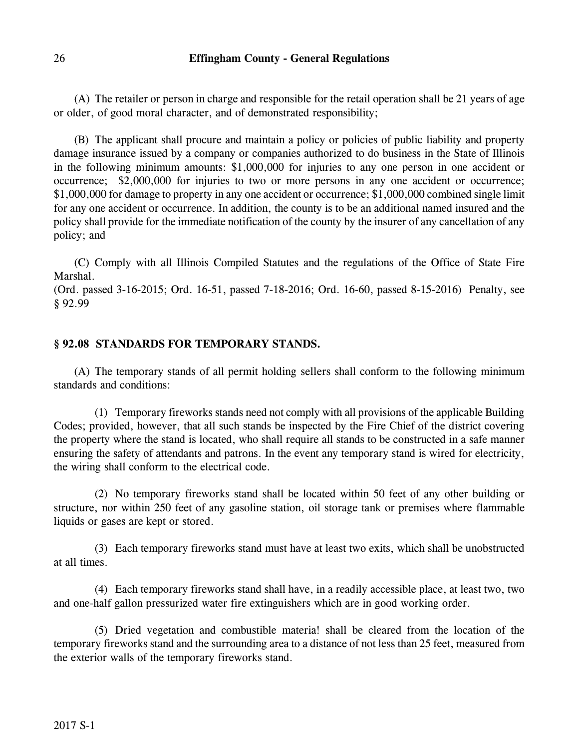(A) The retailer or person in charge and responsible for the retail operation shall be 21 years of age or older, of good moral character, and of demonstrated responsibility;

(B) The applicant shall procure and maintain a policy or policies of public liability and property damage insurance issued by a company or companies authorized to do business in the State of Illinois in the following minimum amounts: $1,000,000 for injuries to any one person in one accident or occurrence; $2,000,000 for injuries to two or more persons in any one accident or occurrence; $1,000,000 for damage to property in any one accident or occurrence; $1,000,000 combined single limit for any one accident or occurrence. In addition, the county is to be an additional named insured and the policy shall provide for the immediate notification of the county by the insurer of any cancellation of any policy; and

(C) Comply with all Illinois Compiled Statutes and the regulations of the Office of State Fire Marshal.
(Ord. passed 3-16-2015; Ord. 16-51, passed 7-18-2016; Ord. 16-60, passed 8-15-2016) Penalty, see § 92.99

### § 92.08 STANDARDS FOR TEMPORARY STANDS.

(A) The temporary stands of all permit holding sellers shall conform to the following minimum standards and conditions:

(1) Temporary fireworks stands need not comply with all provisions of the applicable Building Codes; provided, however, that all such stands be inspected by the Fire Chief of the district covering the property where the stand is located, who shall require all stands to be constructed in a safe manner ensuring the safety of attendants and patrons. In the event any temporary stand is wired for electricity, the wiring shall conform to the electrical code.

(2) No temporary fireworks stand shall be located within 50 feet of any other building or structure, nor within 250 feet of any gasoline station, oil storage tank or premises where flammable liquids or gases are kept or stored.

(3) Each temporary fireworks stand must have at least two exits, which shall be unobstructed at all times.

(4) Each temporary fireworks stand shall have, in a readily accessible place, at least two, two and one-half gallon pressurized water fire extinguishers which are in good working order.

(5) Dried vegetation and combustible materia! shall be cleared from the location of the temporary fireworks stand and the surrounding area to a distance of not less than 25 feet, measured from the exterior walls of the temporary fireworks stand.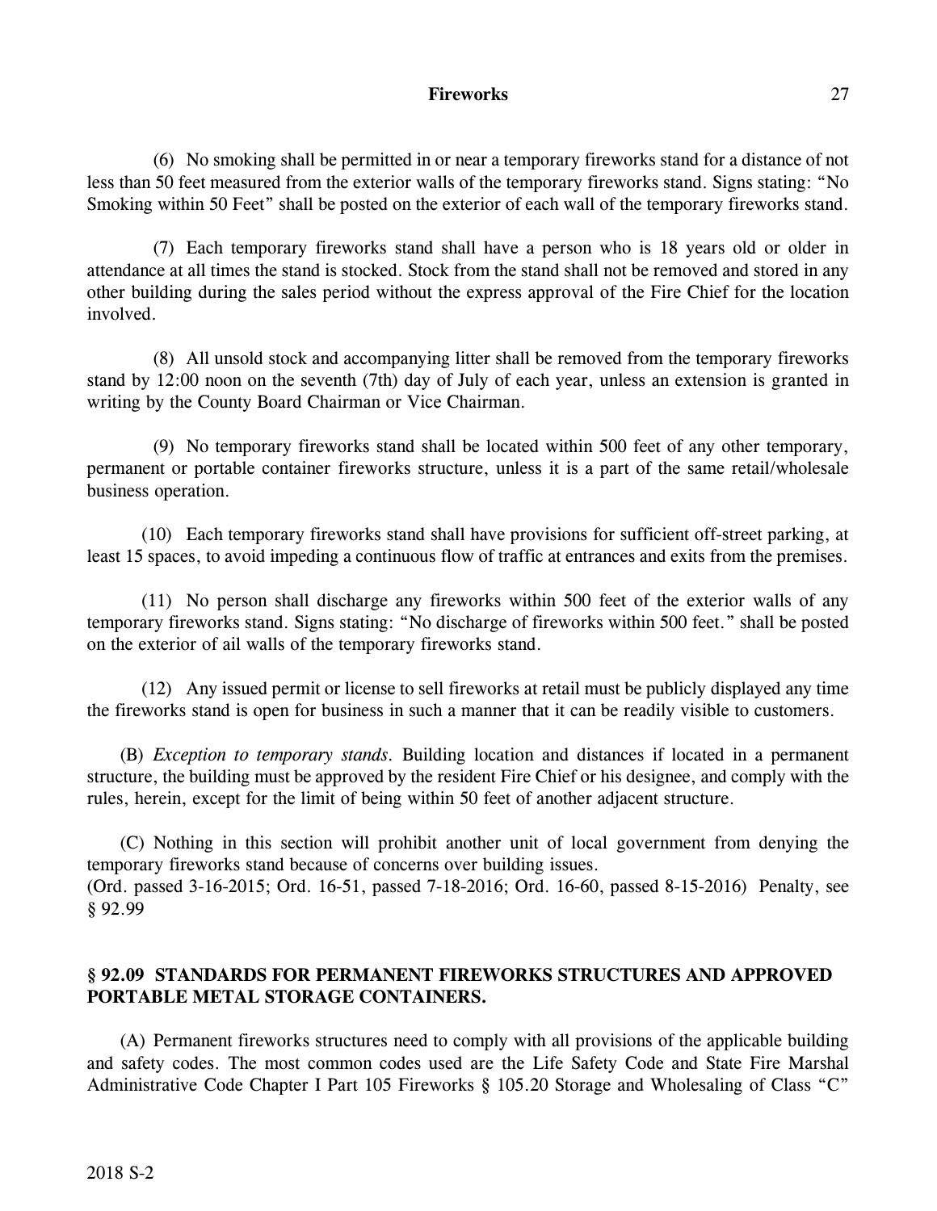(6) No smoking shall be permitted in or near a temporary fireworks stand for a distance of not less than 50 feet measured from the exterior walls of the temporary fireworks stand. Signs stating: "No Smoking within 50 Feet" shall be posted on the exterior of each wall of the temporary fireworks stand.

(7) Each temporary fireworks stand shall have a person who is 18 years old or older in attendance at all times the stand is stocked. Stock from the stand shall not be removed and stored in any other building during the sales period without the express approval of the Fire Chief for the location involved.

(8) All unsold stock and accompanying litter shall be removed from the temporary fireworks stand by 12:00 noon on the seventh (7th) day of July of each year, unless an extension is granted in writing by the County Board Chairman or Vice Chairman.

(9) No temporary fireworks stand shall be located within 500 feet of any other temporary, permanent or portable container fireworks structure, unless it is a part of the same retail/wholesale business operation.

(10) Each temporary fireworks stand shall have provisions for sufficient off-street parking, at least 15 spaces, to avoid impeding a continuous flow of traffic at entrances and exits from the premises.

(11) No person shall discharge any fireworks within 500 feet of the exterior walls of any temporary fireworks stand. Signs stating: "No discharge of fireworks within 500 feet." shall be posted on the exterior of ail walls of the temporary fireworks stand.

(12) Any issued permit or license to sell fireworks at retail must be publicly displayed any time the fireworks stand is open for business in such a manner that it can be readily visible to customers.

(B) *Exception to temporary stands*. Building location and distances if located in a permanent structure, the building must be approved by the resident Fire Chief or his designee, and comply with the rules, herein, except for the limit of being within 50 feet of another adjacent structure.

(C) Nothing in this section will prohibit another unit of local government from denying the temporary fireworks stand because of concerns over building issues.
(Ord. passed 3-16-2015; Ord. 16-51, passed 7-18-2016; Ord. 16-60, passed 8-15-2016) Penalty, see § 92.99

## § 92.09 STANDARDS FOR PERMANENT FIREWORKS STRUCTURES AND APPROVED PORTABLE METAL STORAGE CONTAINERS.

(A) Permanent fireworks structures need to comply with all provisions of the applicable building and safety codes. The most common codes used are the Life Safety Code and State Fire Marshal Administrative Code Chapter I Part 105 Fireworks § 105.20 Storage and Wholesaling of Class "C"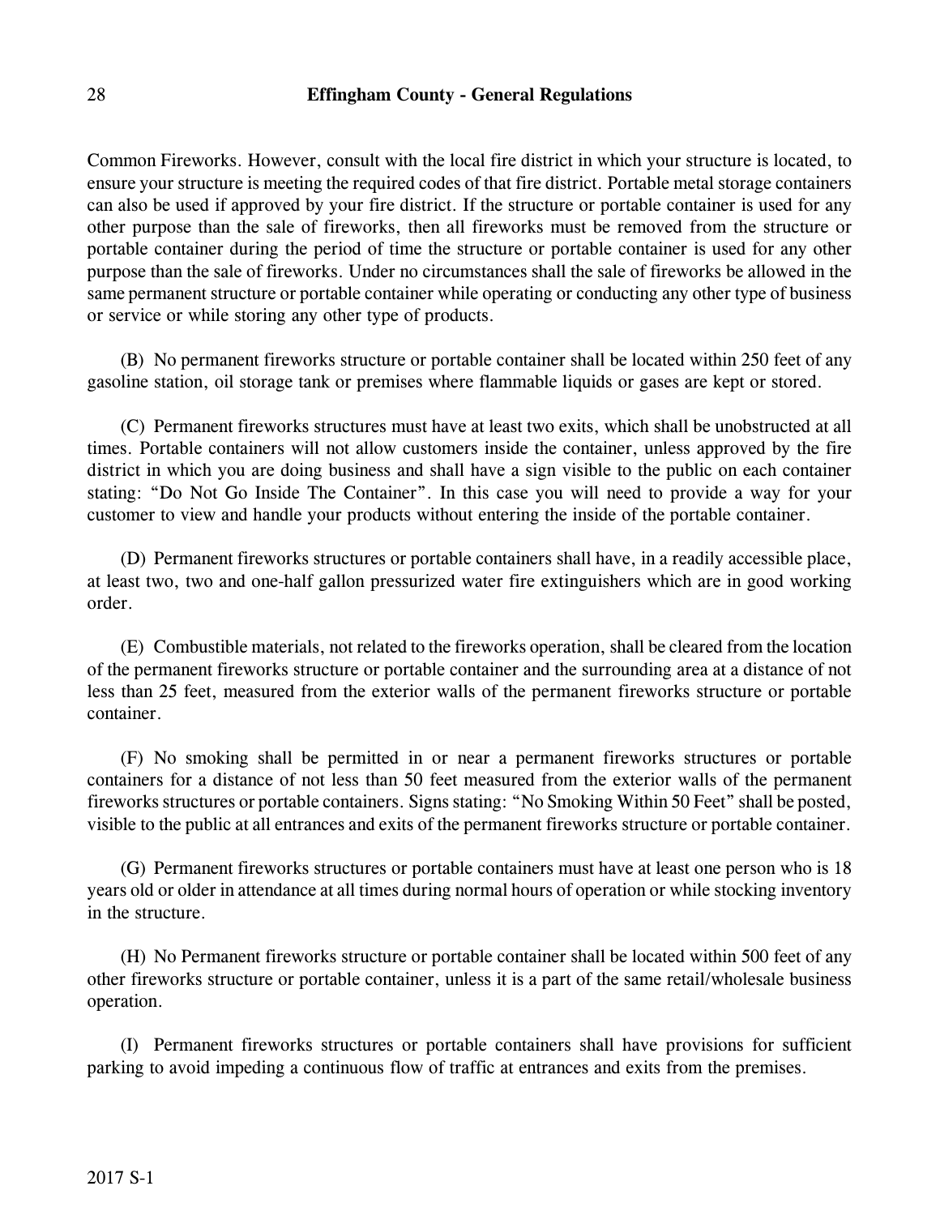Common Fireworks. However, consult with the local fire district in which your structure is located, to ensure your structure is meeting the required codes of that fire district. Portable metal storage containers can also be used if approved by your fire district. If the structure or portable container is used for any other purpose than the sale of fireworks, then all fireworks must be removed from the structure or portable container during the period of time the structure or portable container is used for any other purpose than the sale of fireworks. Under no circumstances shall the sale of fireworks be allowed in the same permanent structure or portable container while operating or conducting any other type of business or service or while storing any other type of products.

(B) No permanent fireworks structure or portable container shall be located within 250 feet of any gasoline station, oil storage tank or premises where flammable liquids or gases are kept or stored.

(C) Permanent fireworks structures must have at least two exits, which shall be unobstructed at all times. Portable containers will not allow customers inside the container, unless approved by the fire district in which you are doing business and shall have a sign visible to the public on each container stating: "Do Not Go Inside The Container". In this case you will need to provide a way for your customer to view and handle your products without entering the inside of the portable container.

(D) Permanent fireworks structures or portable containers shall have, in a readily accessible place, at least two, two and one-half gallon pressurized water fire extinguishers which are in good working order.

(E) Combustible materials, not related to the fireworks operation, shall be cleared from the location of the permanent fireworks structure or portable container and the surrounding area at a distance of not less than 25 feet, measured from the exterior walls of the permanent fireworks structure or portable container.

(F) No smoking shall be permitted in or near a permanent fireworks structures or portable containers for a distance of not less than 50 feet measured from the exterior walls of the permanent fireworks structures or portable containers. Signs stating: "No Smoking Within 50 Feet" shall be posted, visible to the public at all entrances and exits of the permanent fireworks structure or portable container.

(G) Permanent fireworks structures or portable containers must have at least one person who is 18 years old or older in attendance at all times during normal hours of operation or while stocking inventory in the structure.

(H) No Permanent fireworks structure or portable container shall be located within 500 feet of any other fireworks structure or portable container, unless it is a part of the same retail/wholesale business operation.

(I) Permanent fireworks structures or portable containers shall have provisions for sufficient parking to avoid impeding a continuous flow of traffic at entrances and exits from the premises.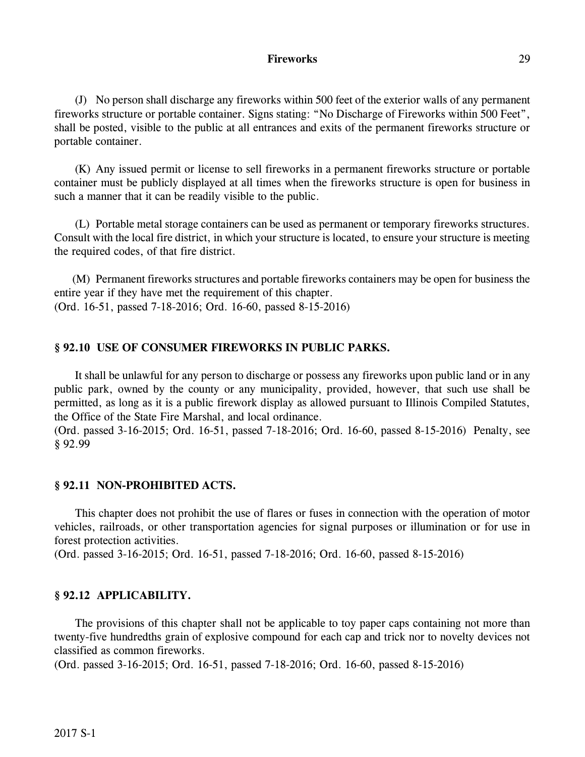(J) No person shall discharge any fireworks within 500 feet of the exterior walls of any permanent fireworks structure or portable container. Signs stating: "No Discharge of Fireworks within 500 Feet", shall be posted, visible to the public at all entrances and exits of the permanent fireworks structure or portable container.

(K) Any issued permit or license to sell fireworks in a permanent fireworks structure or portable container must be publicly displayed at all times when the fireworks structure is open for business in such a manner that it can be readily visible to the public.

(L) Portable metal storage containers can be used as permanent or temporary fireworks structures. Consult with the local fire district, in which your structure is located, to ensure your structure is meeting the required codes, of that fire district.

(M) Permanent fireworks structures and portable fireworks containers may be open for business the entire year if they have met the requirement of this chapter.
(Ord. 16-51, passed 7-18-2016; Ord. 16-60, passed 8-15-2016)

### § 92.10 USE OF CONSUMER FIREWORKS IN PUBLIC PARKS.

It shall be unlawful for any person to discharge or possess any fireworks upon public land or in any public park, owned by the county or any municipality, provided, however, that such use shall be permitted, as long as it is a public firework display as allowed pursuant to Illinois Compiled Statutes, the Office of the State Fire Marshal, and local ordinance.
(Ord. passed 3-16-2015; Ord. 16-51, passed 7-18-2016; Ord. 16-60, passed 8-15-2016) Penalty, see § 92.99

### § 92.11 NON-PROHIBITED ACTS.

This chapter does not prohibit the use of flares or fuses in connection with the operation of motor vehicles, railroads, or other transportation agencies for signal purposes or illumination or for use in forest protection activities.
(Ord. passed 3-16-2015; Ord. 16-51, passed 7-18-2016; Ord. 16-60, passed 8-15-2016)

### § 92.12 APPLICABILITY.

The provisions of this chapter shall not be applicable to toy paper caps containing not more than twenty-five hundredths grain of explosive compound for each cap and trick nor to novelty devices not classified as common fireworks.
(Ord. passed 3-16-2015; Ord. 16-51, passed 7-18-2016; Ord. 16-60, passed 8-15-2016)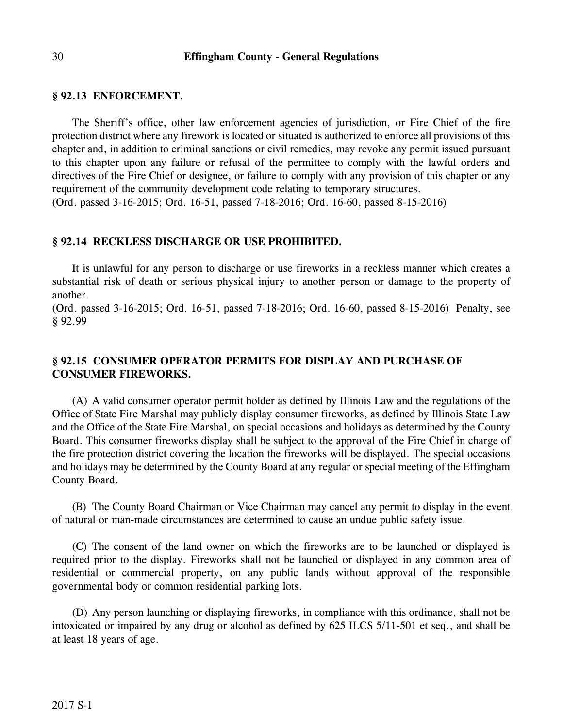### § 92.13 ENFORCEMENT.

The Sheriff's office, other law enforcement agencies of jurisdiction, or Fire Chief of the fire protection district where any firework is located or situated is authorized to enforce all provisions of this chapter and, in addition to criminal sanctions or civil remedies, may revoke any permit issued pursuant to this chapter upon any failure or refusal of the permittee to comply with the lawful orders and directives of the Fire Chief or designee, or failure to comply with any provision of this chapter or any requirement of the community development code relating to temporary structures.
(Ord. passed 3-16-2015; Ord. 16-51, passed 7-18-2016; Ord. 16-60, passed 8-15-2016)

### § 92.14 RECKLESS DISCHARGE OR USE PROHIBITED.

It is unlawful for any person to discharge or use fireworks in a reckless manner which creates a substantial risk of death or serious physical injury to another person or damage to the property of another.
(Ord. passed 3-16-2015; Ord. 16-51, passed 7-18-2016; Ord. 16-60, passed 8-15-2016) Penalty, see § 92.99

### § 92.15 CONSUMER OPERATOR PERMITS FOR DISPLAY AND PURCHASE OF CONSUMER FIREWORKS.

(A) A valid consumer operator permit holder as defined by Illinois Law and the regulations of the Office of State Fire Marshal may publicly display consumer fireworks, as defined by Illinois State Law and the Office of the State Fire Marshal, on special occasions and holidays as determined by the County Board. This consumer fireworks display shall be subject to the approval of the Fire Chief in charge of the fire protection district covering the location the fireworks will be displayed. The special occasions and holidays may be determined by the County Board at any regular or special meeting of the Effingham County Board.

(B) The County Board Chairman or Vice Chairman may cancel any permit to display in the event of natural or man-made circumstances are determined to cause an undue public safety issue.

(C) The consent of the land owner on which the fireworks are to be launched or displayed is required prior to the display. Fireworks shall not be launched or displayed in any common area of residential or commercial property, on any public lands without approval of the responsible governmental body or common residential parking lots.

(D) Any person launching or displaying fireworks, in compliance with this ordinance, shall not be intoxicated or impaired by any drug or alcohol as defined by 625 ILCS 5/11-501 et seq., and shall be at least 18 years of age.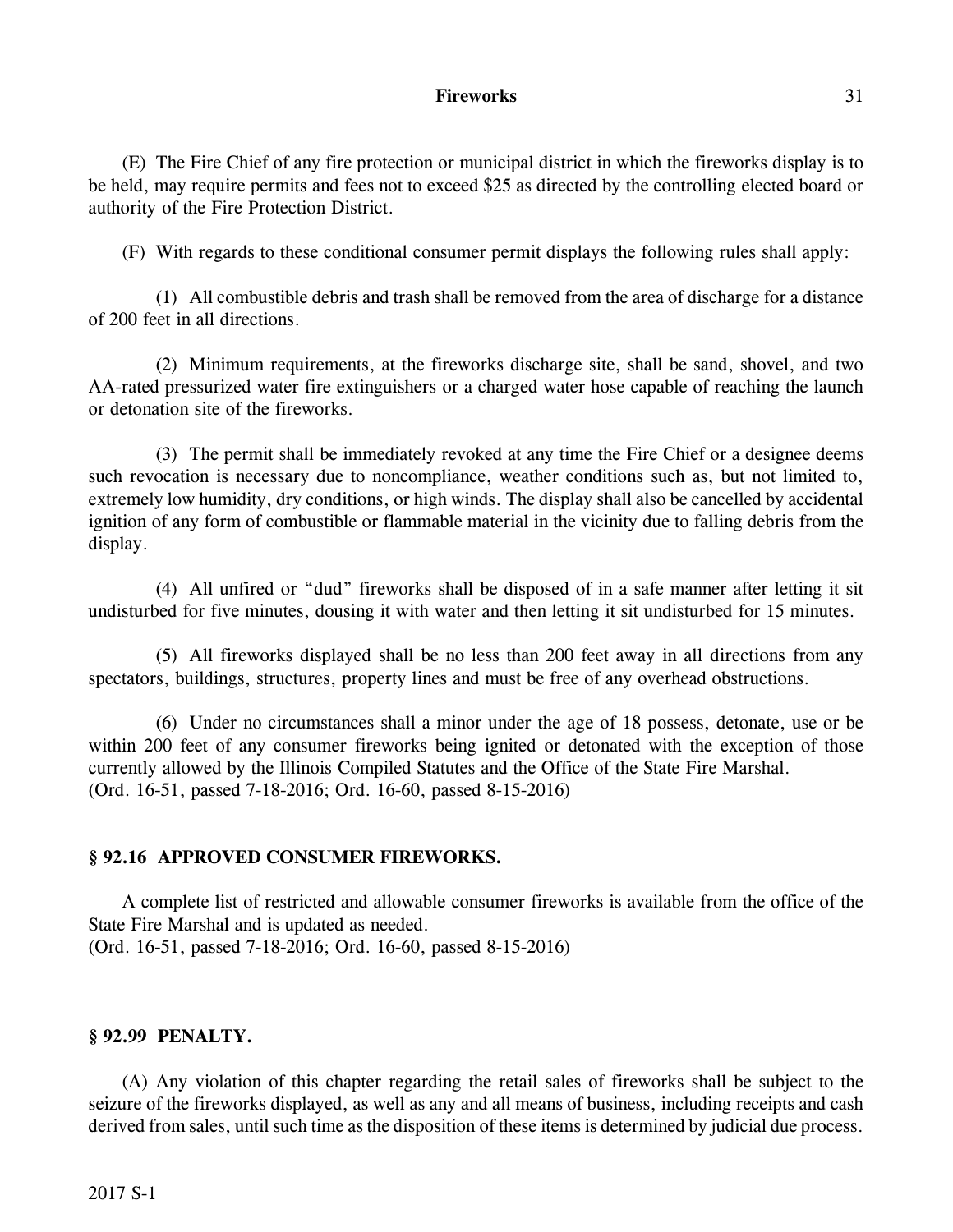(E) The Fire Chief of any fire protection or municipal district in which the fireworks display is to be held, may require permits and fees not to exceed $25 as directed by the controlling elected board or authority of the Fire Protection District.

(F) With regards to these conditional consumer permit displays the following rules shall apply:

(1) All combustible debris and trash shall be removed from the area of discharge for a distance of 200 feet in all directions.

(2) Minimum requirements, at the fireworks discharge site, shall be sand, shovel, and two AA-rated pressurized water fire extinguishers or a charged water hose capable of reaching the launch or detonation site of the fireworks.

(3) The permit shall be immediately revoked at any time the Fire Chief or a designee deems such revocation is necessary due to noncompliance, weather conditions such as, but not limited to, extremely low humidity, dry conditions, or high winds. The display shall also be cancelled by accidental ignition of any form of combustible or flammable material in the vicinity due to falling debris from the display.

(4) All unfired or "dud" fireworks shall be disposed of in a safe manner after letting it sit undisturbed for five minutes, dousing it with water and then letting it sit undisturbed for 15 minutes.

(5) All fireworks displayed shall be no less than 200 feet away in all directions from any spectators, buildings, structures, property lines and must be free of any overhead obstructions.

(6) Under no circumstances shall a minor under the age of 18 possess, detonate, use or be within 200 feet of any consumer fireworks being ignited or detonated with the exception of those currently allowed by the Illinois Compiled Statutes and the Office of the State Fire Marshal.
(Ord. 16-51, passed 7-18-2016; Ord. 16-60, passed 8-15-2016)

## § 92.16 APPROVED CONSUMER FIREWORKS.

A complete list of restricted and allowable consumer fireworks is available from the office of the State Fire Marshal and is updated as needed.
(Ord. 16-51, passed 7-18-2016; Ord. 16-60, passed 8-15-2016)

## § 92.99 PENALTY.

(A) Any violation of this chapter regarding the retail sales of fireworks shall be subject to the seizure of the fireworks displayed, as well as any and all means of business, including receipts and cash derived from sales, until such time as the disposition of these items is determined by judicial due process.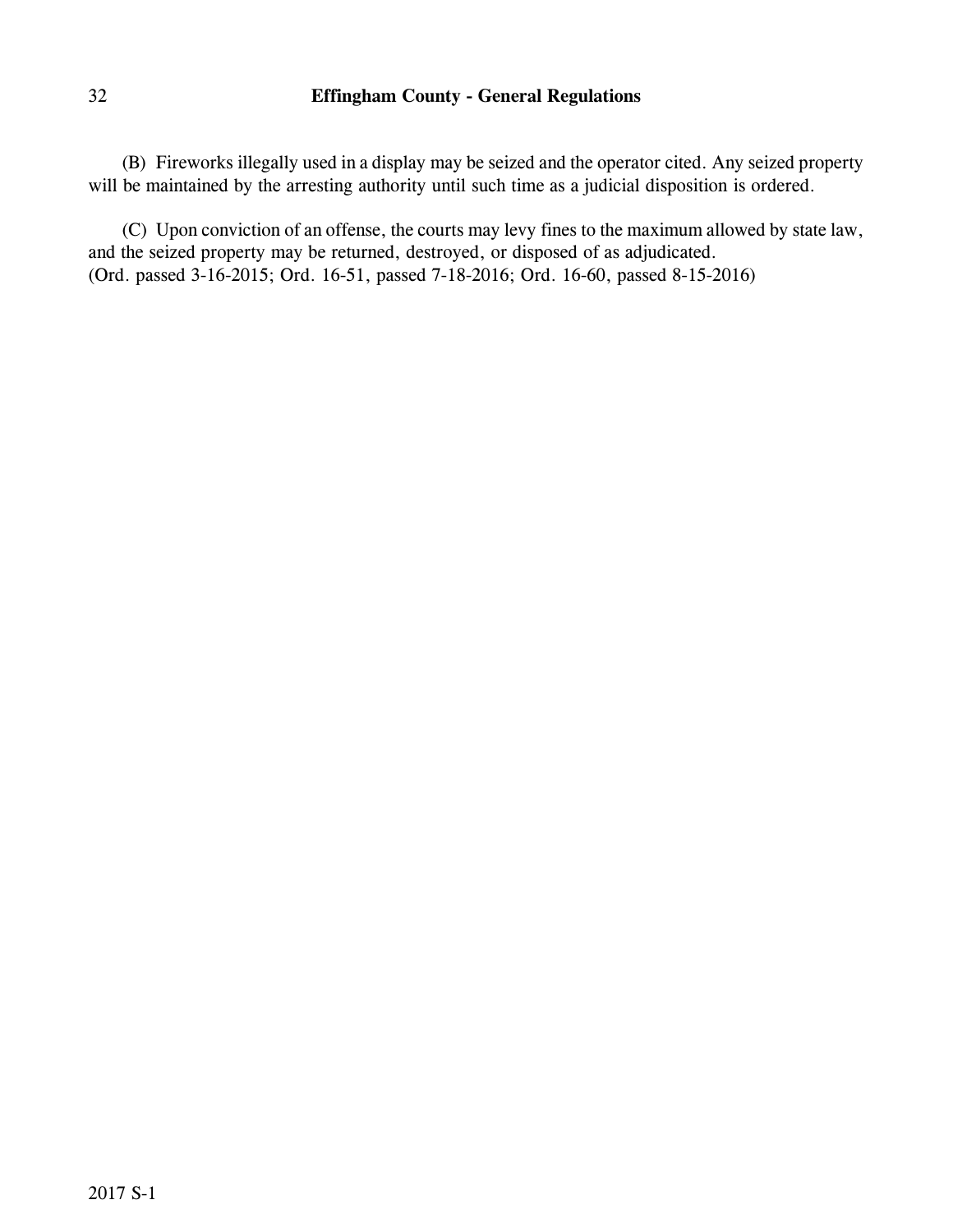(B) Fireworks illegally used in a display may be seized and the operator cited. Any seized property will be maintained by the arresting authority until such time as a judicial disposition is ordered.

(C) Upon conviction of an offense, the courts may levy fines to the maximum allowed by state law, and the seized property may be returned, destroyed, or disposed of as adjudicated.
(Ord. passed 3-16-2015; Ord. 16-51, passed 7-18-2016; Ord. 16-60, passed 8-15-2016)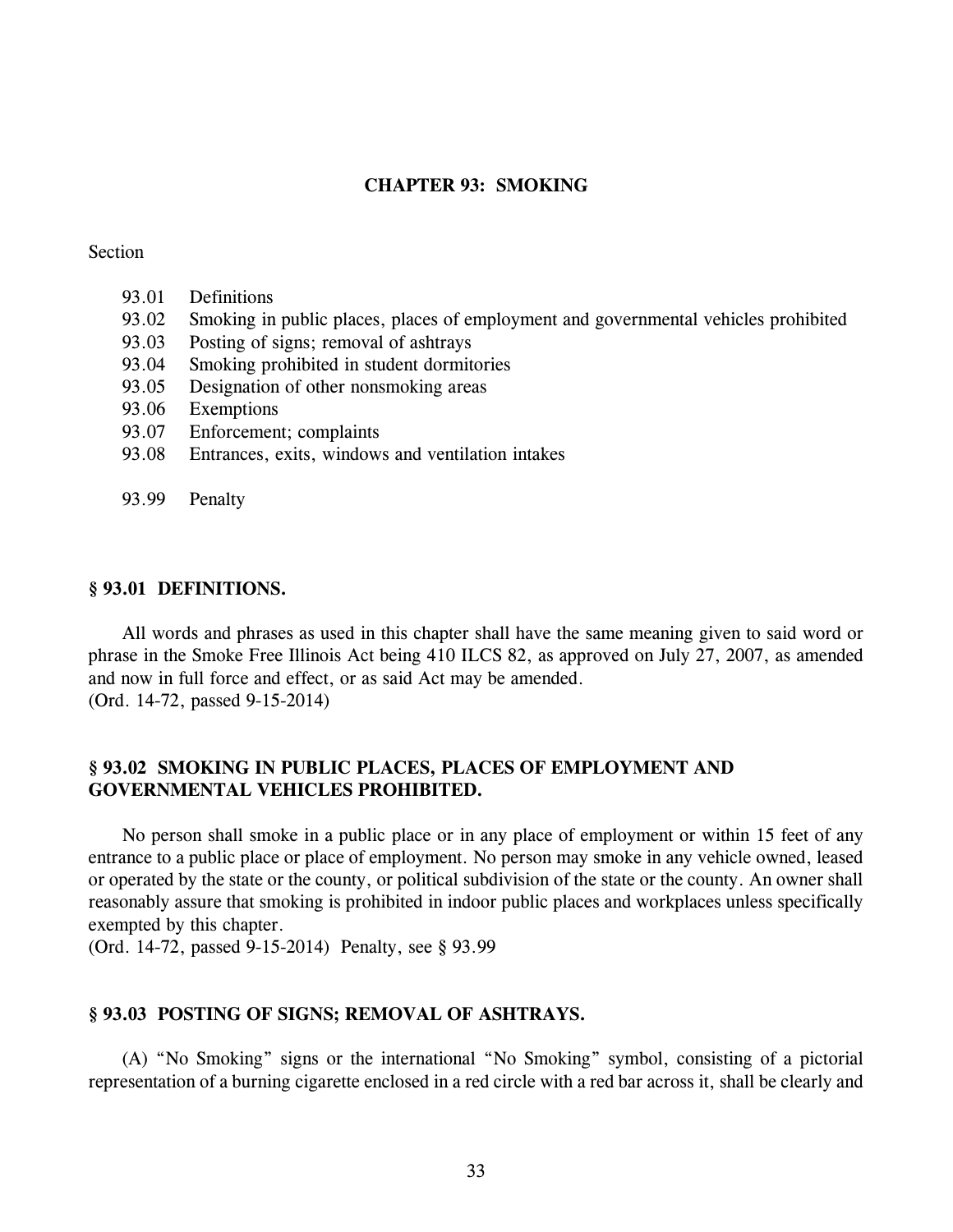# CHAPTER 93: SMOKING

Section

- 93.01 Definitions
- 93.02 Smoking in public places, places of employment and governmental vehicles prohibited
- 93.03 Posting of signs; removal of ashtrays
- 93.04 Smoking prohibited in student dormitories
- 93.05 Designation of other nonsmoking areas
- 93.06 Exemptions
- 93.07 Enforcement; complaints
- 93.08 Entrances, exits, windows and ventilation intakes

- 93.99 Penalty

## § 93.01 DEFINITIONS.

All words and phrases as used in this chapter shall have the same meaning given to said word or phrase in the Smoke Free Illinois Act being 410 ILCS 82, as approved on July 27, 2007, as amended and now in full force and effect, or as said Act may be amended.
(Ord. 14-72, passed 9-15-2014)

## § 93.02 SMOKING IN PUBLIC PLACES, PLACES OF EMPLOYMENT AND GOVERNMENTAL VEHICLES PROHIBITED.

No person shall smoke in a public place or in any place of employment or within 15 feet of any entrance to a public place or place of employment. No person may smoke in any vehicle owned, leased or operated by the state or the county, or political subdivision of the state or the county. An owner shall reasonably assure that smoking is prohibited in indoor public places and workplaces unless specifically exempted by this chapter.
(Ord. 14-72, passed 9-15-2014) Penalty, see § 93.99

## § 93.03 POSTING OF SIGNS; REMOVAL OF ASHTRAYS.

(A) "No Smoking" signs or the international "No Smoking" symbol, consisting of a pictorial representation of a burning cigarette enclosed in a red circle with a red bar across it, shall be clearly and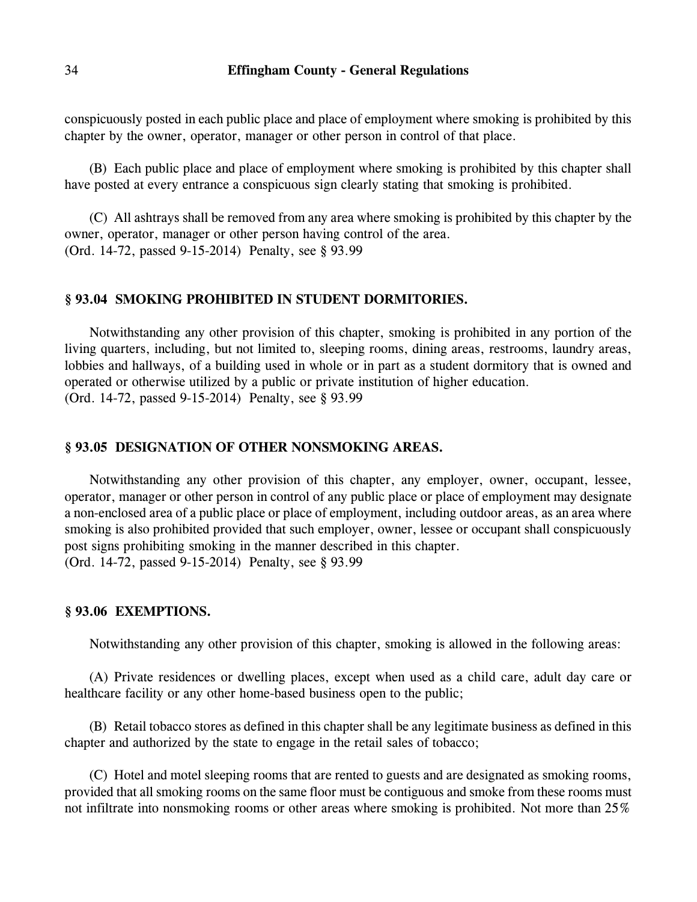conspicuously posted in each public place and place of employment where smoking is prohibited by this chapter by the owner, operator, manager or other person in control of that place.

(B) Each public place and place of employment where smoking is prohibited by this chapter shall have posted at every entrance a conspicuous sign clearly stating that smoking is prohibited.

(C) All ashtrays shall be removed from any area where smoking is prohibited by this chapter by the owner, operator, manager or other person having control of the area.
(Ord. 14-72, passed 9-15-2014) Penalty, see § 93.99

### § 93.04 SMOKING PROHIBITED IN STUDENT DORMITORIES.

Notwithstanding any other provision of this chapter, smoking is prohibited in any portion of the living quarters, including, but not limited to, sleeping rooms, dining areas, restrooms, laundry areas, lobbies and hallways, of a building used in whole or in part as a student dormitory that is owned and operated or otherwise utilized by a public or private institution of higher education.
(Ord. 14-72, passed 9-15-2014) Penalty, see § 93.99

### § 93.05 DESIGNATION OF OTHER NONSMOKING AREAS.

Notwithstanding any other provision of this chapter, any employer, owner, occupant, lessee, operator, manager or other person in control of any public place or place of employment may designate a non-enclosed area of a public place or place of employment, including outdoor areas, as an area where smoking is also prohibited provided that such employer, owner, lessee or occupant shall conspicuously post signs prohibiting smoking in the manner described in this chapter.
(Ord. 14-72, passed 9-15-2014) Penalty, see § 93.99

### § 93.06 EXEMPTIONS.

Notwithstanding any other provision of this chapter, smoking is allowed in the following areas:

(A) Private residences or dwelling places, except when used as a child care, adult day care or healthcare facility or any other home-based business open to the public;

(B) Retail tobacco stores as defined in this chapter shall be any legitimate business as defined in this chapter and authorized by the state to engage in the retail sales of tobacco;

(C) Hotel and motel sleeping rooms that are rented to guests and are designated as smoking rooms, provided that all smoking rooms on the same floor must be contiguous and smoke from these rooms must not infiltrate into nonsmoking rooms or other areas where smoking is prohibited. Not more than 25%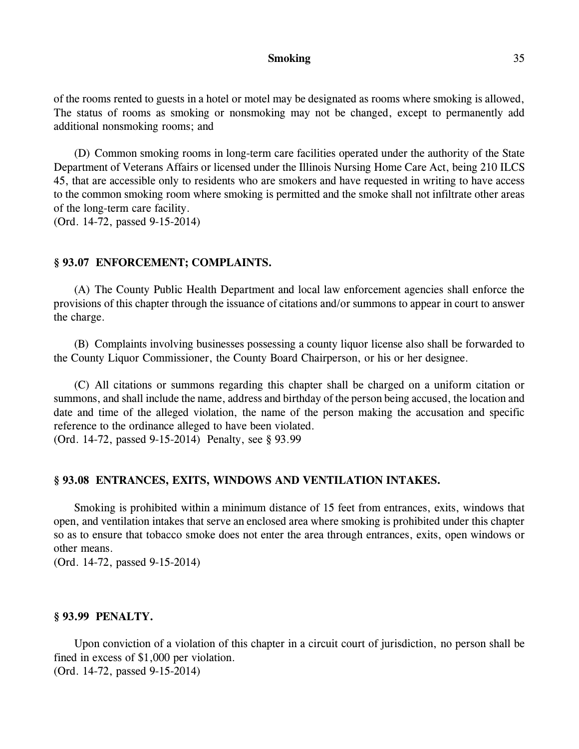of the rooms rented to guests in a hotel or motel may be designated as rooms where smoking is allowed, The status of rooms as smoking or nonsmoking may not be changed, except to permanently add additional nonsmoking rooms; and

(D) Common smoking rooms in long-term care facilities operated under the authority of the State Department of Veterans Affairs or licensed under the Illinois Nursing Home Care Act, being 210 ILCS 45, that are accessible only to residents who are smokers and have requested in writing to have access to the common smoking room where smoking is permitted and the smoke shall not infiltrate other areas of the long-term care facility.
(Ord. 14-72, passed 9-15-2014)

### § 93.07 ENFORCEMENT; COMPLAINTS.

(A) The County Public Health Department and local law enforcement agencies shall enforce the provisions of this chapter through the issuance of citations and/or summons to appear in court to answer the charge.

(B) Complaints involving businesses possessing a county liquor license also shall be forwarded to the County Liquor Commissioner, the County Board Chairperson, or his or her designee.

(C) All citations or summons regarding this chapter shall be charged on a uniform citation or summons, and shall include the name, address and birthday of the person being accused, the location and date and time of the alleged violation, the name of the person making the accusation and specific reference to the ordinance alleged to have been violated.
(Ord. 14-72, passed 9-15-2014) Penalty, see § 93.99

### § 93.08 ENTRANCES, EXITS, WINDOWS AND VENTILATION INTAKES.

Smoking is prohibited within a minimum distance of 15 feet from entrances, exits, windows that open, and ventilation intakes that serve an enclosed area where smoking is prohibited under this chapter so as to ensure that tobacco smoke does not enter the area through entrances, exits, open windows or other means.
(Ord. 14-72, passed 9-15-2014)

### § 93.99 PENALTY.

Upon conviction of a violation of this chapter in a circuit court of jurisdiction, no person shall be fined in excess of $1,000 per violation.
(Ord. 14-72, passed 9-15-2014)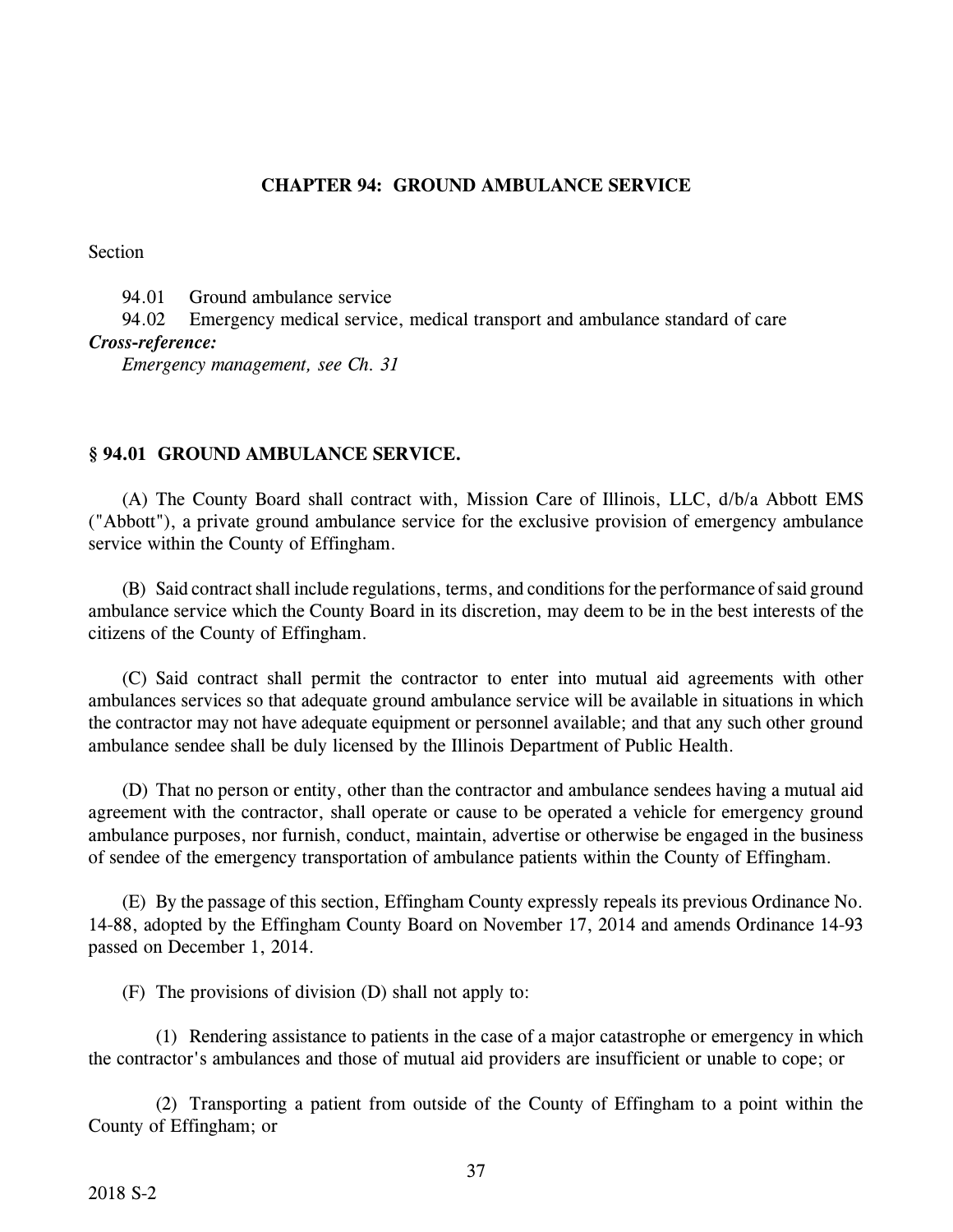## CHAPTER 94: GROUND AMBULANCE SERVICE

Section

94.01 Ground ambulance service

94.02 Emergency medical service, medical transport and ambulance standard of care

***Cross-reference:***

*Emergency management, see Ch. 31*

### § 94.01 GROUND AMBULANCE SERVICE.

(A) The County Board shall contract with, Mission Care of Illinois, LLC, d/b/a Abbott EMS ("Abbott"), a private ground ambulance service for the exclusive provision of emergency ambulance service within the County of Effingham.

(B) Said contract shall include regulations, terms, and conditions for the performance of said ground ambulance service which the County Board in its discretion, may deem to be in the best interests of the citizens of the County of Effingham.

(C) Said contract shall permit the contractor to enter into mutual aid agreements with other ambulances services so that adequate ground ambulance service will be available in situations in which the contractor may not have adequate equipment or personnel available; and that any such other ground ambulance sendee shall be duly licensed by the Illinois Department of Public Health.

(D) That no person or entity, other than the contractor and ambulance sendees having a mutual aid agreement with the contractor, shall operate or cause to be operated a vehicle for emergency ground ambulance purposes, nor furnish, conduct, maintain, advertise or otherwise be engaged in the business of sendee of the emergency transportation of ambulance patients within the County of Effingham.

(E) By the passage of this section, Effingham County expressly repeals its previous Ordinance No. 14-88, adopted by the Effingham County Board on November 17, 2014 and amends Ordinance 14-93 passed on December 1, 2014.

(F) The provisions of division (D) shall not apply to:

(1) Rendering assistance to patients in the case of a major catastrophe or emergency in which the contractor's ambulances and those of mutual aid providers are insufficient or unable to cope; or

(2) Transporting a patient from outside of the County of Effingham to a point within the County of Effingham; or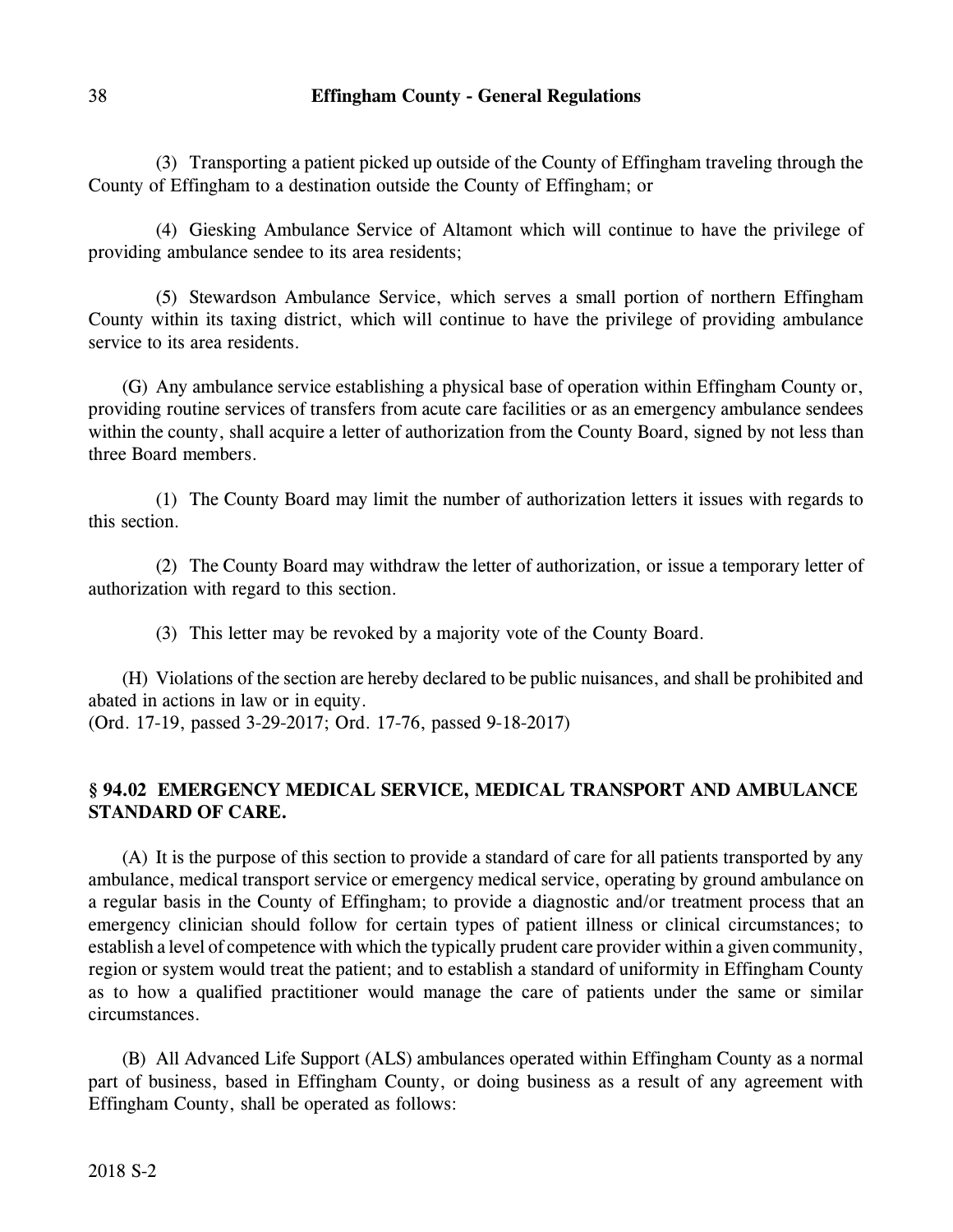(3) Transporting a patient picked up outside of the County of Effingham traveling through the County of Effingham to a destination outside the County of Effingham; or

(4) Giesking Ambulance Service of Altamont which will continue to have the privilege of providing ambulance sendee to its area residents;

(5) Stewardson Ambulance Service, which serves a small portion of northern Effingham County within its taxing district, which will continue to have the privilege of providing ambulance service to its area residents.

(G) Any ambulance service establishing a physical base of operation within Effingham County or, providing routine services of transfers from acute care facilities or as an emergency ambulance sendees within the county, shall acquire a letter of authorization from the County Board, signed by not less than three Board members.

(1) The County Board may limit the number of authorization letters it issues with regards to this section.

(2) The County Board may withdraw the letter of authorization, or issue a temporary letter of authorization with regard to this section.

(3) This letter may be revoked by a majority vote of the County Board.

(H) Violations of the section are hereby declared to be public nuisances, and shall be prohibited and abated in actions in law or in equity.
(Ord. 17-19, passed 3-29-2017; Ord. 17-76, passed 9-18-2017)

## § 94.02 EMERGENCY MEDICAL SERVICE, MEDICAL TRANSPORT AND AMBULANCE STANDARD OF CARE.

(A) It is the purpose of this section to provide a standard of care for all patients transported by any ambulance, medical transport service or emergency medical service, operating by ground ambulance on a regular basis in the County of Effingham; to provide a diagnostic and/or treatment process that an emergency clinician should follow for certain types of patient illness or clinical circumstances; to establish a level of competence with which the typically prudent care provider within a given community, region or system would treat the patient; and to establish a standard of uniformity in Effingham County as to how a qualified practitioner would manage the care of patients under the same or similar circumstances.

(B) All Advanced Life Support (ALS) ambulances operated within Effingham County as a normal part of business, based in Effingham County, or doing business as a result of any agreement with Effingham County, shall be operated as follows: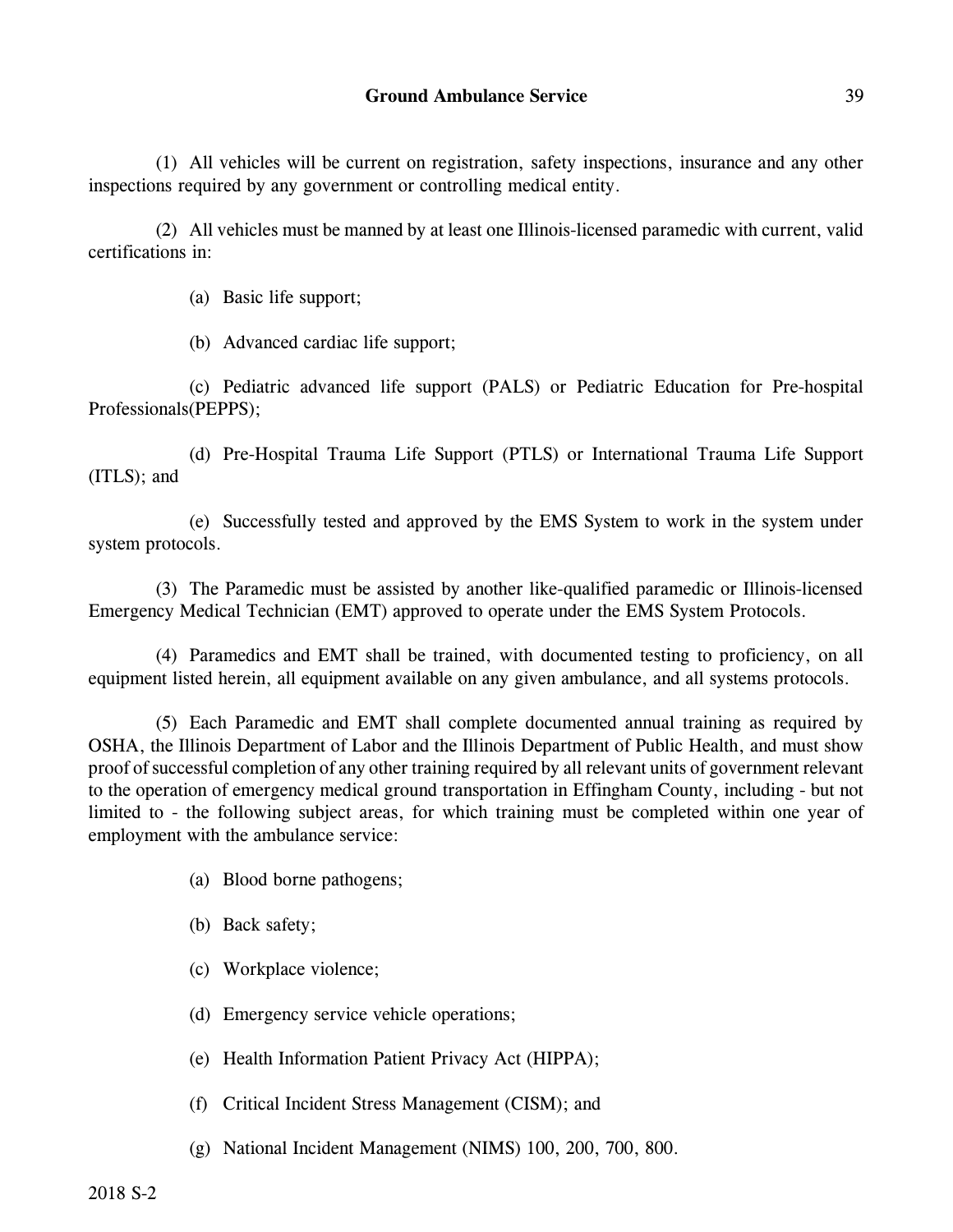(1) All vehicles will be current on registration, safety inspections, insurance and any other inspections required by any government or controlling medical entity.

(2) All vehicles must be manned by at least one Illinois-licensed paramedic with current, valid certifications in:

(a) Basic life support;

(b) Advanced cardiac life support;

(c) Pediatric advanced life support (PALS) or Pediatric Education for Pre-hospital Professionals(PEPPS);

(d) Pre-Hospital Trauma Life Support (PTLS) or International Trauma Life Support (ITLS); and

(e) Successfully tested and approved by the EMS System to work in the system under system protocols.

(3) The Paramedic must be assisted by another like-qualified paramedic or Illinois-licensed Emergency Medical Technician (EMT) approved to operate under the EMS System Protocols.

(4) Paramedics and EMT shall be trained, with documented testing to proficiency, on all equipment listed herein, all equipment available on any given ambulance, and all systems protocols.

(5) Each Paramedic and EMT shall complete documented annual training as required by OSHA, the Illinois Department of Labor and the Illinois Department of Public Health, and must show proof of successful completion of any other training required by all relevant units of government relevant to the operation of emergency medical ground transportation in Effingham County, including - but not limited to - the following subject areas, for which training must be completed within one year of employment with the ambulance service:

(a) Blood borne pathogens;

(b) Back safety;

(c) Workplace violence;

(d) Emergency service vehicle operations;

(e) Health Information Patient Privacy Act (HIPPA);

(f) Critical Incident Stress Management (CISM); and

(g) National Incident Management (NIMS) 100, 200, 700, 800.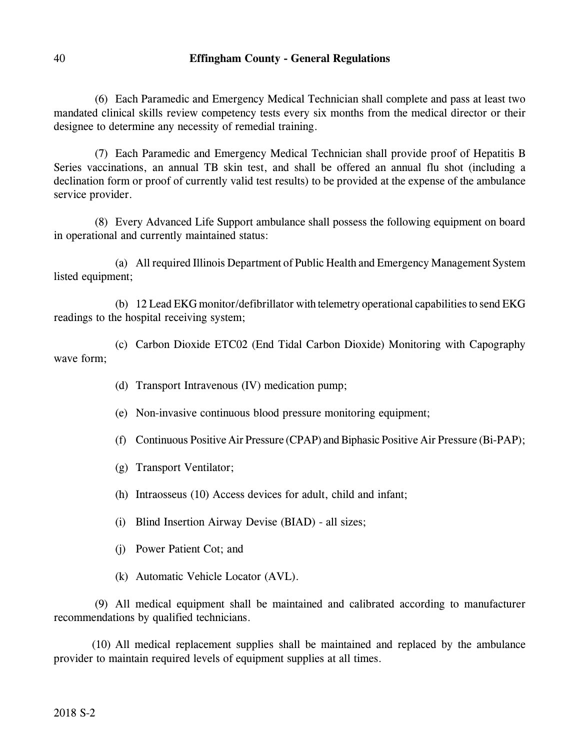(6) Each Paramedic and Emergency Medical Technician shall complete and pass at least two mandated clinical skills review competency tests every six months from the medical director or their designee to determine any necessity of remedial training.

(7) Each Paramedic and Emergency Medical Technician shall provide proof of Hepatitis B Series vaccinations, an annual TB skin test, and shall be offered an annual flu shot (including a declination form or proof of currently valid test results) to be provided at the expense of the ambulance service provider.

(8) Every Advanced Life Support ambulance shall possess the following equipment on board in operational and currently maintained status:

(a) All required Illinois Department of Public Health and Emergency Management System listed equipment;

(b) 12 Lead EKG monitor/defibrillator with telemetry operational capabilities to send EKG readings to the hospital receiving system;

(c) Carbon Dioxide ETC02 (End Tidal Carbon Dioxide) Monitoring with Capography wave form;

(d) Transport Intravenous (IV) medication pump;

(e) Non-invasive continuous blood pressure monitoring equipment;

(f) Continuous Positive Air Pressure (CPAP) and Biphasic Positive Air Pressure (Bi-PAP);

(g) Transport Ventilator;

(h) Intraosseus (10) Access devices for adult, child and infant;

(i) Blind Insertion Airway Devise (BIAD) - all sizes;

(j) Power Patient Cot; and

(k) Automatic Vehicle Locator (AVL).

(9) All medical equipment shall be maintained and calibrated according to manufacturer recommendations by qualified technicians.

(10) All medical replacement supplies shall be maintained and replaced by the ambulance provider to maintain required levels of equipment supplies at all times.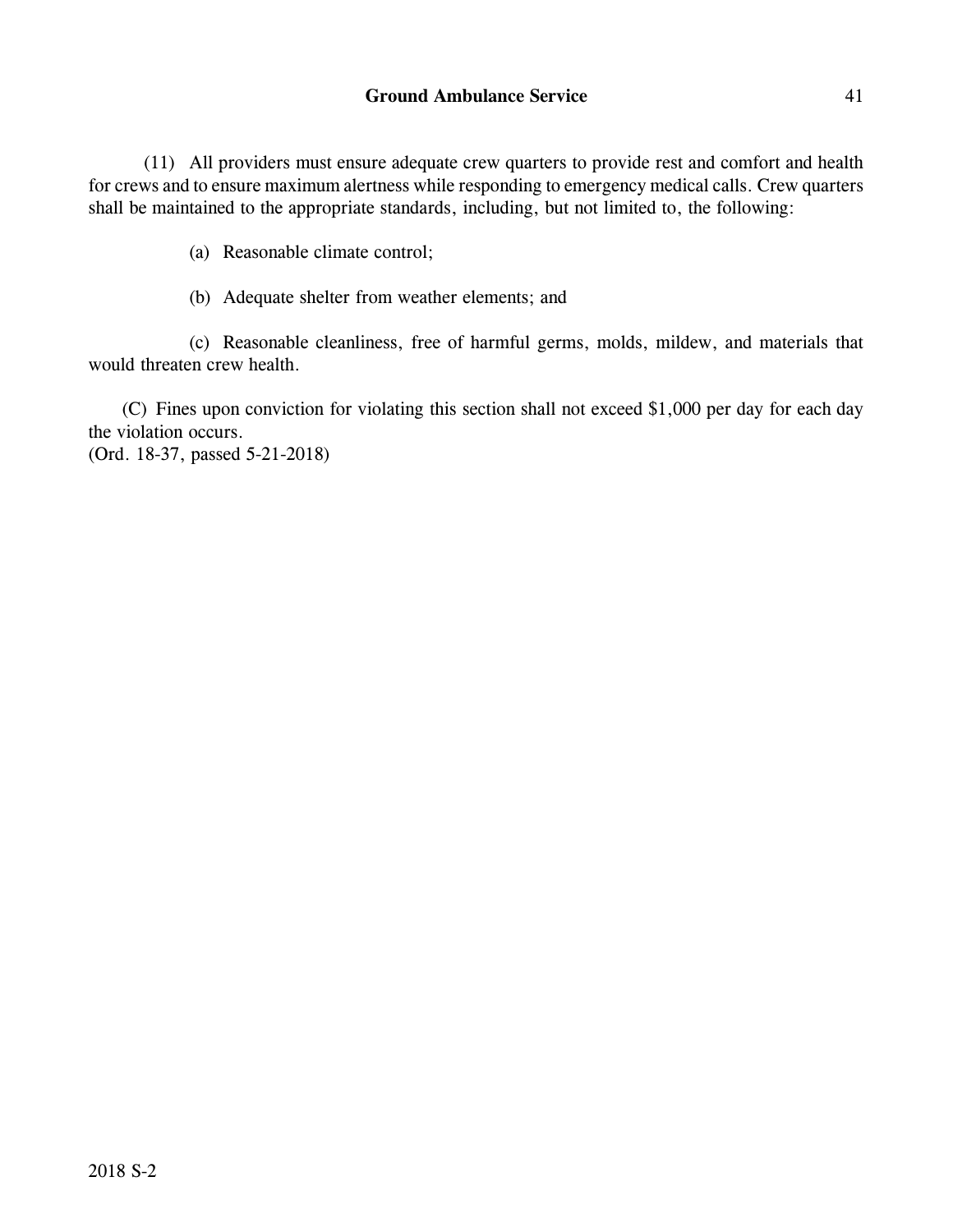(11) All providers must ensure adequate crew quarters to provide rest and comfort and health for crews and to ensure maximum alertness while responding to emergency medical calls. Crew quarters shall be maintained to the appropriate standards, including, but not limited to, the following:

(a) Reasonable climate control;

(b) Adequate shelter from weather elements; and

(c) Reasonable cleanliness, free of harmful germs, molds, mildew, and materials that would threaten crew health.

(C) Fines upon conviction for violating this section shall not exceed $1,000 per day for each day the violation occurs.
(Ord. 18-37, passed 5-21-2018)